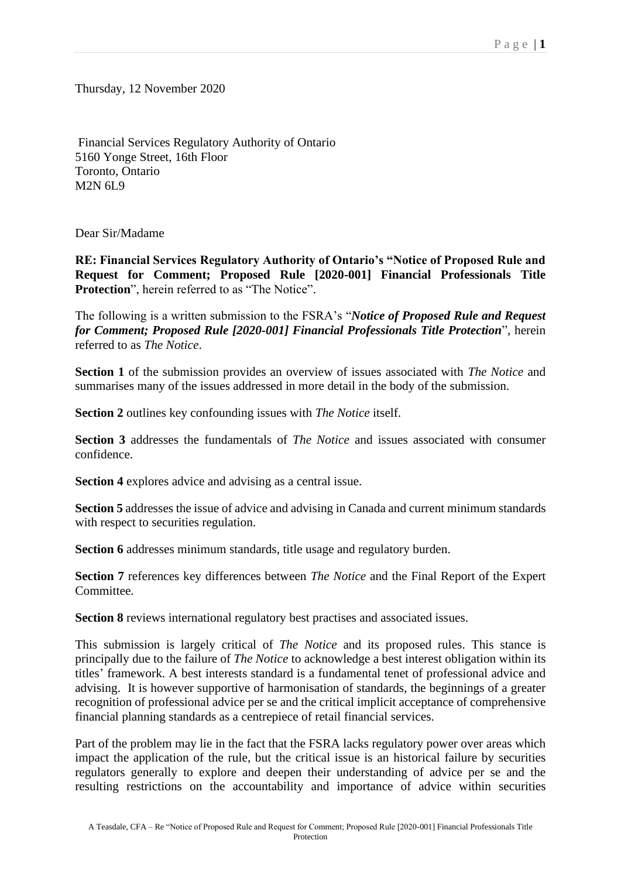Thursday, 12 November 2020

Financial Services Regulatory Authority of Ontario
5160 Yonge Street, 16th Floor
Toronto, Ontario
M2N 6L9

Dear Sir/Madame

**RE: Financial Services Regulatory Authority of Ontario's "Notice of Proposed Rule and Request for Comment; Proposed Rule [2020-001] Financial Professionals Title Protection", herein referred to as "The Notice".**

The following is a written submission to the FSRA's "***Notice of Proposed Rule and Request for Comment; Proposed Rule [2020-001] Financial Professionals Title Protection***", herein referred to as *The Notice*.

**Section 1** of the submission provides an overview of issues associated with *The Notice* and summarises many of the issues addressed in more detail in the body of the submission.

**Section 2** outlines key confounding issues with *The Notice* itself.

**Section 3** addresses the fundamentals of *The Notice* and issues associated with consumer confidence.

**Section 4** explores advice and advising as a central issue.

**Section 5** addresses the issue of advice and advising in Canada and current minimum standards with respect to securities regulation.

**Section 6** addresses minimum standards, title usage and regulatory burden.

**Section 7** references key differences between *The Notice* and the Final Report of the Expert Committee.

**Section 8** reviews international regulatory best practises and associated issues.

This submission is largely critical of *The Notice* and its proposed rules. This stance is principally due to the failure of *The Notice* to acknowledge a best interest obligation within its titles' framework. A best interests standard is a fundamental tenet of professional advice and advising. It is however supportive of harmonisation of standards, the beginnings of a greater recognition of professional advice per se and the critical implicit acceptance of comprehensive financial planning standards as a centrepiece of retail financial services.

Part of the problem may lie in the fact that the FSRA lacks regulatory power over areas which impact the application of the rule, but the critical issue is an historical failure by securities regulators generally to explore and deepen their understanding of advice per se and the resulting restrictions on the accountability and importance of advice within securities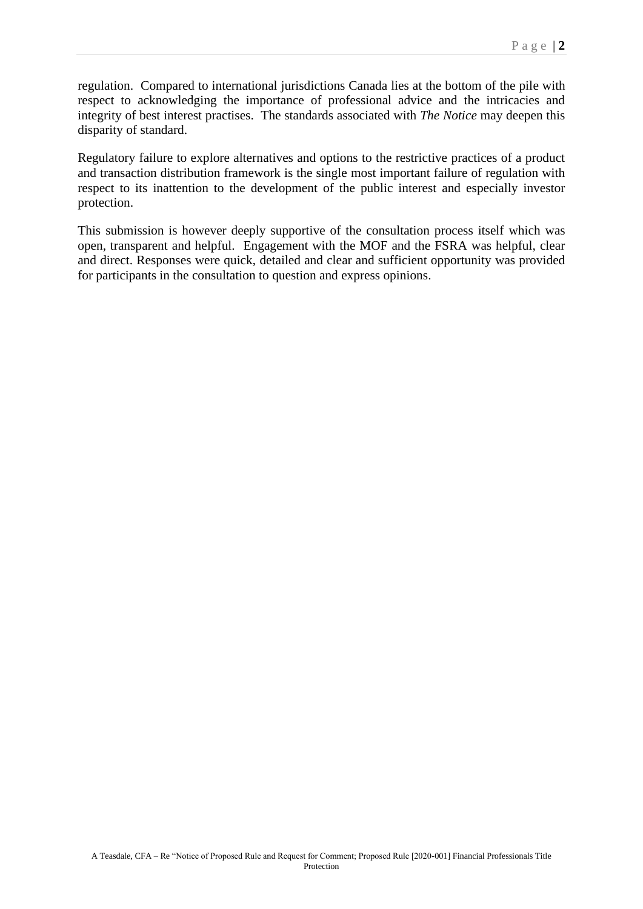regulation. Compared to international jurisdictions Canada lies at the bottom of the pile with respect to acknowledging the importance of professional advice and the intricacies and integrity of best interest practises. The standards associated with *The Notice* may deepen this disparity of standard.

Regulatory failure to explore alternatives and options to the restrictive practices of a product and transaction distribution framework is the single most important failure of regulation with respect to its inattention to the development of the public interest and especially investor protection.

This submission is however deeply supportive of the consultation process itself which was open, transparent and helpful. Engagement with the MOF and the FSRA was helpful, clear and direct. Responses were quick, detailed and clear and sufficient opportunity was provided for participants in the consultation to question and express opinions.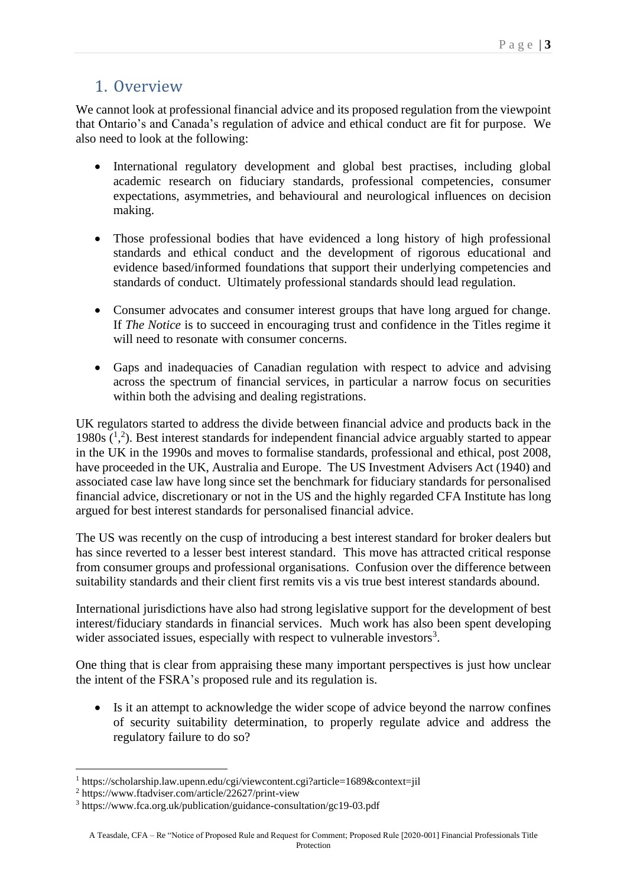## 1. Overview

We cannot look at professional financial advice and its proposed regulation from the viewpoint that Ontario's and Canada's regulation of advice and ethical conduct are fit for purpose. We also need to look at the following:

- International regulatory development and global best practises, including global academic research on fiduciary standards, professional competencies, consumer expectations, asymmetries, and behavioural and neurological influences on decision making.

- Those professional bodies that have evidenced a long history of high professional standards and ethical conduct and the development of rigorous educational and evidence based/informed foundations that support their underlying competencies and standards of conduct. Ultimately professional standards should lead regulation.

- Consumer advocates and consumer interest groups that have long argued for change. If *The Notice* is to succeed in encouraging trust and confidence in the Titles regime it will need to resonate with consumer concerns.

- Gaps and inadequacies of Canadian regulation with respect to advice and advising across the spectrum of financial services, in particular a narrow focus on securities within both the advising and dealing registrations.

UK regulators started to address the divide between financial advice and products back in the 1980s ([1],[2]). Best interest standards for independent financial advice arguably started to appear in the UK in the 1990s and moves to formalise standards, professional and ethical, post 2008, have proceeded in the UK, Australia and Europe. The US Investment Advisers Act (1940) and associated case law have long since set the benchmark for fiduciary standards for personalised financial advice, discretionary or not in the US and the highly regarded CFA Institute has long argued for best interest standards for personalised financial advice.

The US was recently on the cusp of introducing a best interest standard for broker dealers but has since reverted to a lesser best interest standard. This move has attracted critical response from consumer groups and professional organisations. Confusion over the difference between suitability standards and their client first remits vis a vis true best interest standards abound.

International jurisdictions have also had strong legislative support for the development of best interest/fiduciary standards in financial services. Much work has also been spent developing wider associated issues, especially with respect to vulnerable investors[3].

One thing that is clear from appraising these many important perspectives is just how unclear the intent of the FSRA's proposed rule and its regulation is.

- Is it an attempt to acknowledge the wider scope of advice beyond the narrow confines of security suitability determination, to properly regulate advice and address the regulatory failure to do so?

---

[1] https://scholarship.law.upenn.edu/cgi/viewcontent.cgi?article=1689&context=jil

[2] https://www.ftadviser.com/article/22627/print-view

[3] https://www.fca.org.uk/publication/guidance-consultation/gc19-03.pdf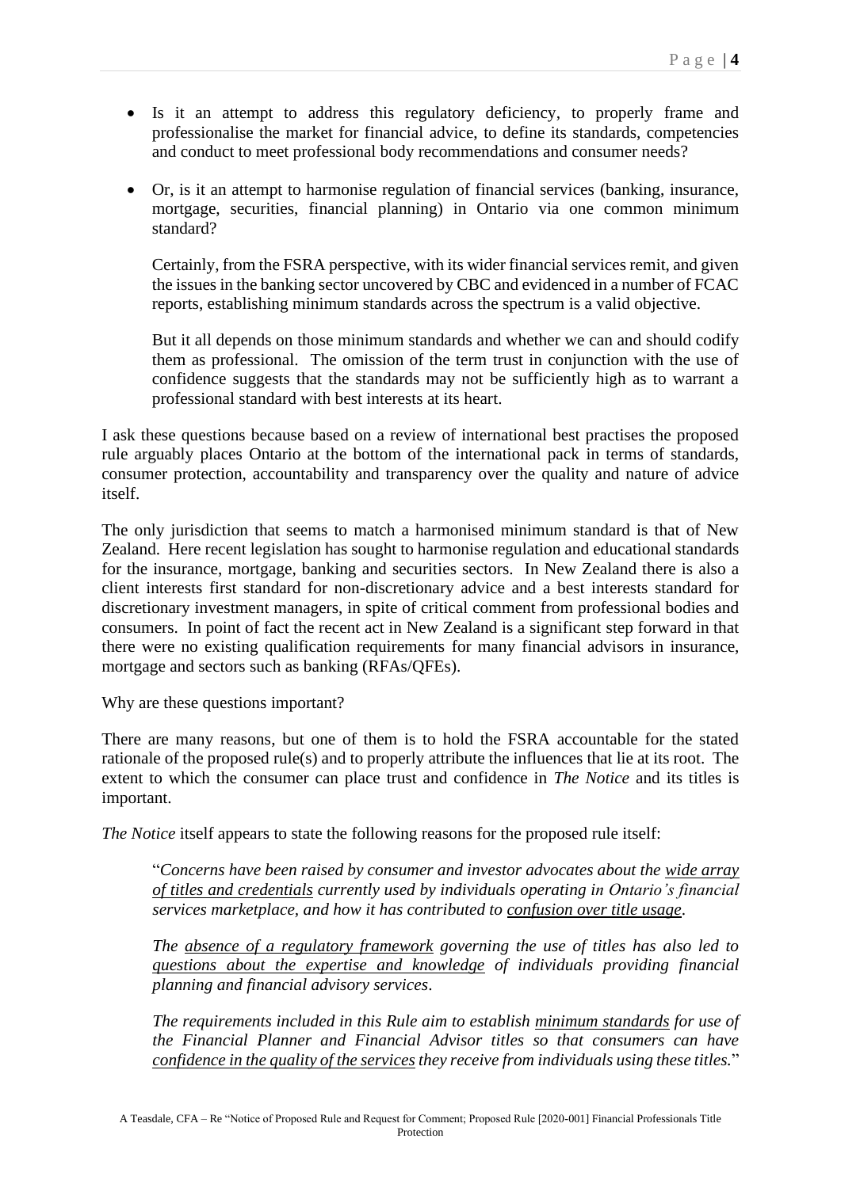- Is it an attempt to address this regulatory deficiency, to properly frame and professionalise the market for financial advice, to define its standards, competencies and conduct to meet professional body recommendations and consumer needs?

- Or, is it an attempt to harmonise regulation of financial services (banking, insurance, mortgage, securities, financial planning) in Ontario via one common minimum standard?

  Certainly, from the FSRA perspective, with its wider financial services remit, and given the issues in the banking sector uncovered by CBC and evidenced in a number of FCAC reports, establishing minimum standards across the spectrum is a valid objective.

  But it all depends on those minimum standards and whether we can and should codify them as professional. The omission of the term trust in conjunction with the use of confidence suggests that the standards may not be sufficiently high as to warrant a professional standard with best interests at its heart.

I ask these questions because based on a review of international best practises the proposed rule arguably places Ontario at the bottom of the international pack in terms of standards, consumer protection, accountability and transparency over the quality and nature of advice itself.

The only jurisdiction that seems to match a harmonised minimum standard is that of New Zealand. Here recent legislation has sought to harmonise regulation and educational standards for the insurance, mortgage, banking and securities sectors. In New Zealand there is also a client interests first standard for non-discretionary advice and a best interests standard for discretionary investment managers, in spite of critical comment from professional bodies and consumers. In point of fact the recent act in New Zealand is a significant step forward in that there were no existing qualification requirements for many financial advisors in insurance, mortgage and sectors such as banking (RFAs/QFEs).

Why are these questions important?

There are many reasons, but one of them is to hold the FSRA accountable for the stated rationale of the proposed rule(s) and to properly attribute the influences that lie at its root. The extent to which the consumer can place trust and confidence in *The Notice* and its titles is important.

*The Notice* itself appears to state the following reasons for the proposed rule itself:

> "*Concerns have been raised by consumer and investor advocates about the <u>wide array of titles and credentials</u> currently used by individuals operating in Ontario's financial services marketplace, and how it has contributed to <u>confusion over title usage</u>.*
>
> *The <u>absence of a regulatory framework</u> governing the use of titles has also led to <u>questions about the expertise and knowledge</u> of individuals providing financial planning and financial advisory services.*
>
> *The requirements included in this Rule aim to establish <u>minimum standards</u> for use of the Financial Planner and Financial Advisor titles so that consumers can have <u>confidence in the quality of the services</u> they receive from individuals using these titles.*"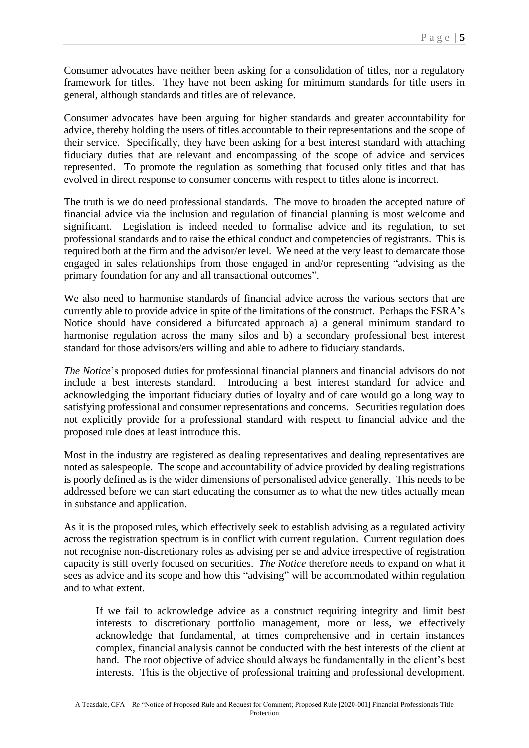Consumer advocates have neither been asking for a consolidation of titles, nor a regulatory framework for titles. They have not been asking for minimum standards for title users in general, although standards and titles are of relevance.

Consumer advocates have been arguing for higher standards and greater accountability for advice, thereby holding the users of titles accountable to their representations and the scope of their service. Specifically, they have been asking for a best interest standard with attaching fiduciary duties that are relevant and encompassing of the scope of advice and services represented. To promote the regulation as something that focused only titles and that has evolved in direct response to consumer concerns with respect to titles alone is incorrect.

The truth is we do need professional standards. The move to broaden the accepted nature of financial advice via the inclusion and regulation of financial planning is most welcome and significant. Legislation is indeed needed to formalise advice and its regulation, to set professional standards and to raise the ethical conduct and competencies of registrants. This is required both at the firm and the advisor/er level. We need at the very least to demarcate those engaged in sales relationships from those engaged in and/or representing "advising as the primary foundation for any and all transactional outcomes".

We also need to harmonise standards of financial advice across the various sectors that are currently able to provide advice in spite of the limitations of the construct. Perhaps the FSRA's Notice should have considered a bifurcated approach a) a general minimum standard to harmonise regulation across the many silos and b) a secondary professional best interest standard for those advisors/ers willing and able to adhere to fiduciary standards.

*The Notice*'s proposed duties for professional financial planners and financial advisors do not include a best interests standard. Introducing a best interest standard for advice and acknowledging the important fiduciary duties of loyalty and of care would go a long way to satisfying professional and consumer representations and concerns. Securities regulation does not explicitly provide for a professional standard with respect to financial advice and the proposed rule does at least introduce this.

Most in the industry are registered as dealing representatives and dealing representatives are noted as salespeople. The scope and accountability of advice provided by dealing registrations is poorly defined as is the wider dimensions of personalised advice generally. This needs to be addressed before we can start educating the consumer as to what the new titles actually mean in substance and application.

As it is the proposed rules, which effectively seek to establish advising as a regulated activity across the registration spectrum is in conflict with current regulation. Current regulation does not recognise non-discretionary roles as advising per se and advice irrespective of registration capacity is still overly focused on securities. *The Notice* therefore needs to expand on what it sees as advice and its scope and how this "advising" will be accommodated within regulation and to what extent.

> If we fail to acknowledge advice as a construct requiring integrity and limit best interests to discretionary portfolio management, more or less, we effectively acknowledge that fundamental, at times comprehensive and in certain instances complex, financial analysis cannot be conducted with the best interests of the client at hand. The root objective of advice should always be fundamentally in the client's best interests. This is the objective of professional training and professional development.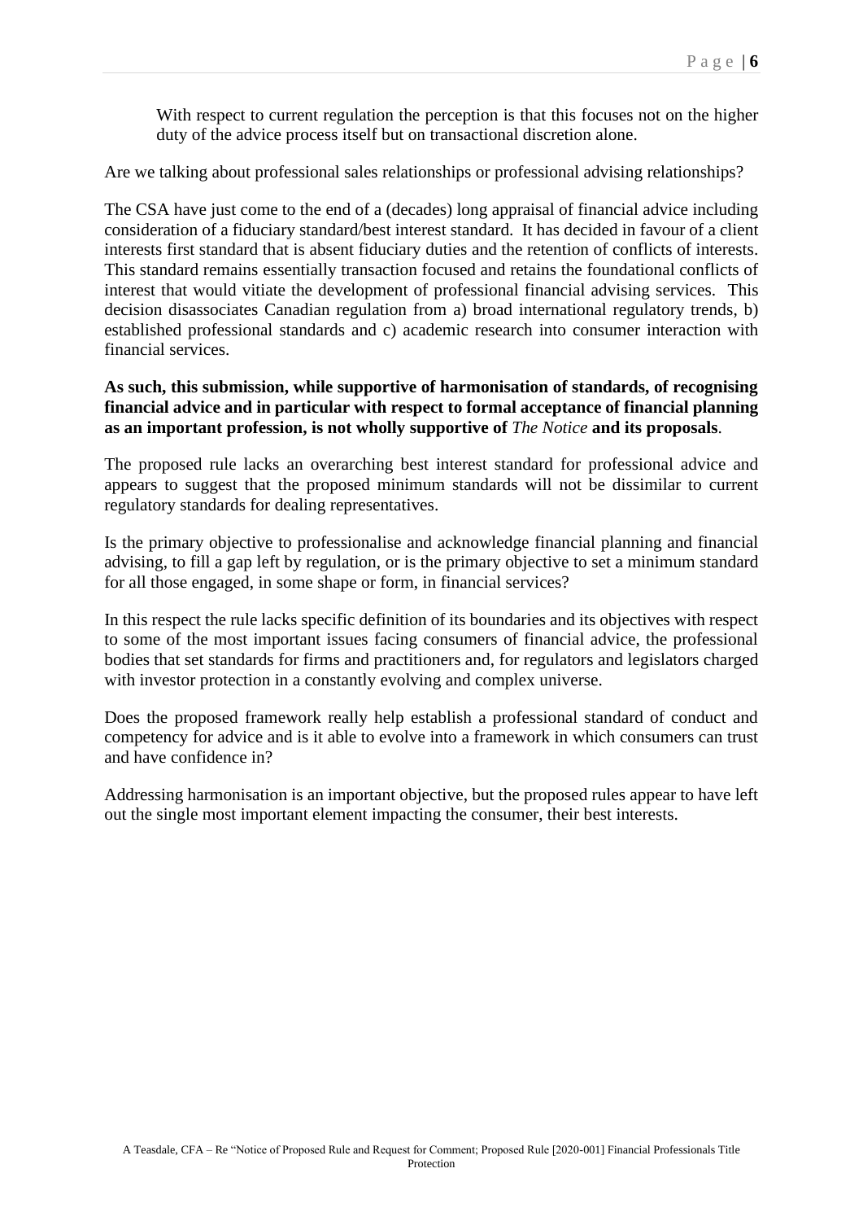> With respect to current regulation the perception is that this focuses not on the higher duty of the advice process itself but on transactional discretion alone.

Are we talking about professional sales relationships or professional advising relationships?

The CSA have just come to the end of a (decades) long appraisal of financial advice including consideration of a fiduciary standard/best interest standard. It has decided in favour of a client interests first standard that is absent fiduciary duties and the retention of conflicts of interests. This standard remains essentially transaction focused and retains the foundational conflicts of interest that would vitiate the development of professional financial advising services. This decision disassociates Canadian regulation from a) broad international regulatory trends, b) established professional standards and c) academic research into consumer interaction with financial services.

**As such, this submission, while supportive of harmonisation of standards, of recognising financial advice and in particular with respect to formal acceptance of financial planning as an important profession, is not wholly supportive of *The Notice* and its proposals**.

The proposed rule lacks an overarching best interest standard for professional advice and appears to suggest that the proposed minimum standards will not be dissimilar to current regulatory standards for dealing representatives.

Is the primary objective to professionalise and acknowledge financial planning and financial advising, to fill a gap left by regulation, or is the primary objective to set a minimum standard for all those engaged, in some shape or form, in financial services?

In this respect the rule lacks specific definition of its boundaries and its objectives with respect to some of the most important issues facing consumers of financial advice, the professional bodies that set standards for firms and practitioners and, for regulators and legislators charged with investor protection in a constantly evolving and complex universe.

Does the proposed framework really help establish a professional standard of conduct and competency for advice and is it able to evolve into a framework in which consumers can trust and have confidence in?

Addressing harmonisation is an important objective, but the proposed rules appear to have left out the single most important element impacting the consumer, their best interests.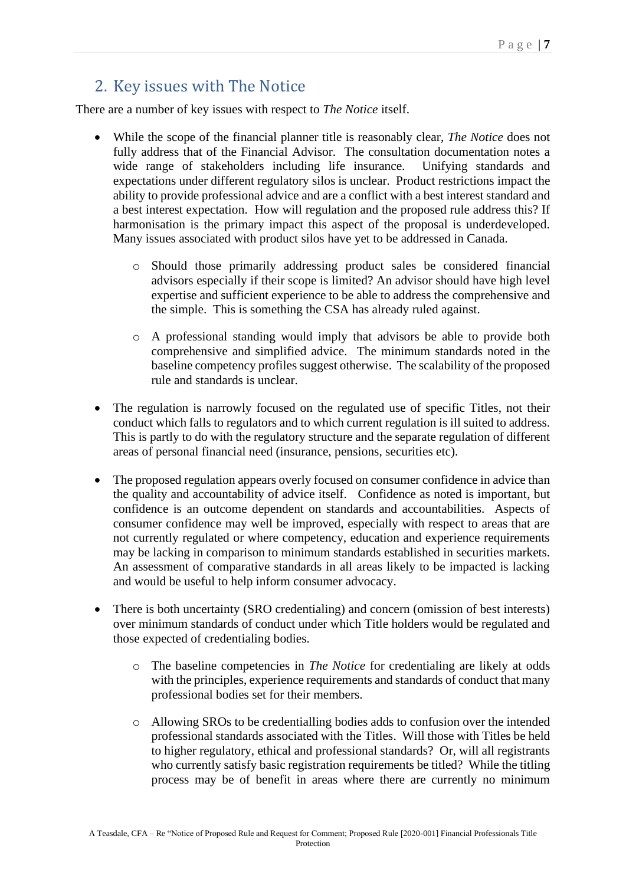## 2. Key issues with The Notice

There are a number of key issues with respect to *The Notice* itself.

- While the scope of the financial planner title is reasonably clear, *The Notice* does not fully address that of the Financial Advisor. The consultation documentation notes a wide range of stakeholders including life insurance. Unifying standards and expectations under different regulatory silos is unclear. Product restrictions impact the ability to provide professional advice and are a conflict with a best interest standard and a best interest expectation. How will regulation and the proposed rule address this? If harmonisation is the primary impact this aspect of the proposal is underdeveloped. Many issues associated with product silos have yet to be addressed in Canada.
    - Should those primarily addressing product sales be considered financial advisors especially if their scope is limited? An advisor should have high level expertise and sufficient experience to be able to address the comprehensive and the simple. This is something the CSA has already ruled against.
    - A professional standing would imply that advisors be able to provide both comprehensive and simplified advice. The minimum standards noted in the baseline competency profiles suggest otherwise. The scalability of the proposed rule and standards is unclear.
- The regulation is narrowly focused on the regulated use of specific Titles, not their conduct which falls to regulators and to which current regulation is ill suited to address. This is partly to do with the regulatory structure and the separate regulation of different areas of personal financial need (insurance, pensions, securities etc).
- The proposed regulation appears overly focused on consumer confidence in advice than the quality and accountability of advice itself. Confidence as noted is important, but confidence is an outcome dependent on standards and accountabilities. Aspects of consumer confidence may well be improved, especially with respect to areas that are not currently regulated or where competency, education and experience requirements may be lacking in comparison to minimum standards established in securities markets. An assessment of comparative standards in all areas likely to be impacted is lacking and would be useful to help inform consumer advocacy.
- There is both uncertainty (SRO credentialing) and concern (omission of best interests) over minimum standards of conduct under which Title holders would be regulated and those expected of credentialing bodies.
    - The baseline competencies in *The Notice* for credentialing are likely at odds with the principles, experience requirements and standards of conduct that many professional bodies set for their members.
    - Allowing SROs to be credentialling bodies adds to confusion over the intended professional standards associated with the Titles. Will those with Titles be held to higher regulatory, ethical and professional standards? Or, will all registrants who currently satisfy basic registration requirements be titled? While the titling process may be of benefit in areas where there are currently no minimum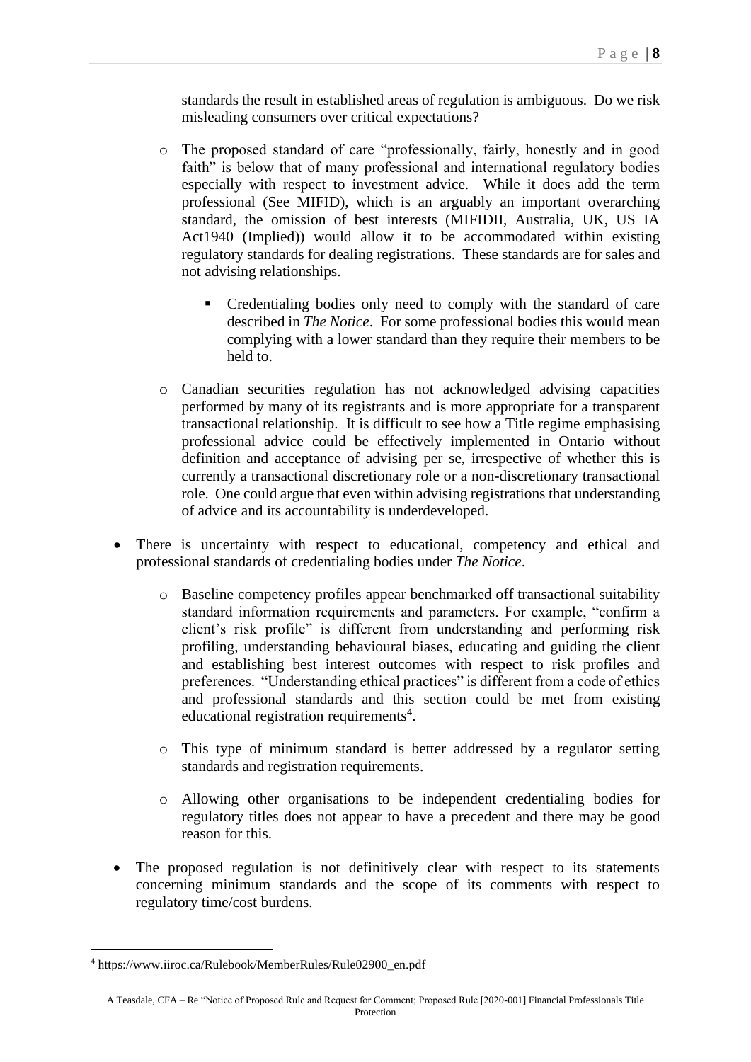standards the result in established areas of regulation is ambiguous. Do we risk misleading consumers over critical expectations?

  - The proposed standard of care "professionally, fairly, honestly and in good faith" is below that of many professional and international regulatory bodies especially with respect to investment advice. While it does add the term professional (See MIFID), which is an arguably an important overarching standard, the omission of best interests (MIFIDII, Australia, UK, US IA Act1940 (Implied)) would allow it to be accommodated within existing regulatory standards for dealing registrations. These standards are for sales and not advising relationships.
    - Credentialing bodies only need to comply with the standard of care described in *The Notice*. For some professional bodies this would mean complying with a lower standard than they require their members to be held to.
  - Canadian securities regulation has not acknowledged advising capacities performed by many of its registrants and is more appropriate for a transparent transactional relationship. It is difficult to see how a Title regime emphasising professional advice could be effectively implemented in Ontario without definition and acceptance of advising per se, irrespective of whether this is currently a transactional discretionary role or a non-discretionary transactional role. One could argue that even within advising registrations that understanding of advice and its accountability is underdeveloped.

- There is uncertainty with respect to educational, competency and ethical and professional standards of credentialing bodies under *The Notice*.
  - Baseline competency profiles appear benchmarked off transactional suitability standard information requirements and parameters. For example, "confirm a client's risk profile" is different from understanding and performing risk profiling, understanding behavioural biases, educating and guiding the client and establishing best interest outcomes with respect to risk profiles and preferences. "Understanding ethical practices" is different from a code of ethics and professional standards and this section could be met from existing educational registration requirements[4].
  - This type of minimum standard is better addressed by a regulator setting standards and registration requirements.
  - Allowing other organisations to be independent credentialing bodies for regulatory titles does not appear to have a precedent and there may be good reason for this.

- The proposed regulation is not definitively clear with respect to its statements concerning minimum standards and the scope of its comments with respect to regulatory time/cost burdens.

[4] https://www.iiroc.ca/Rulebook/MemberRules/Rule02900_en.pdf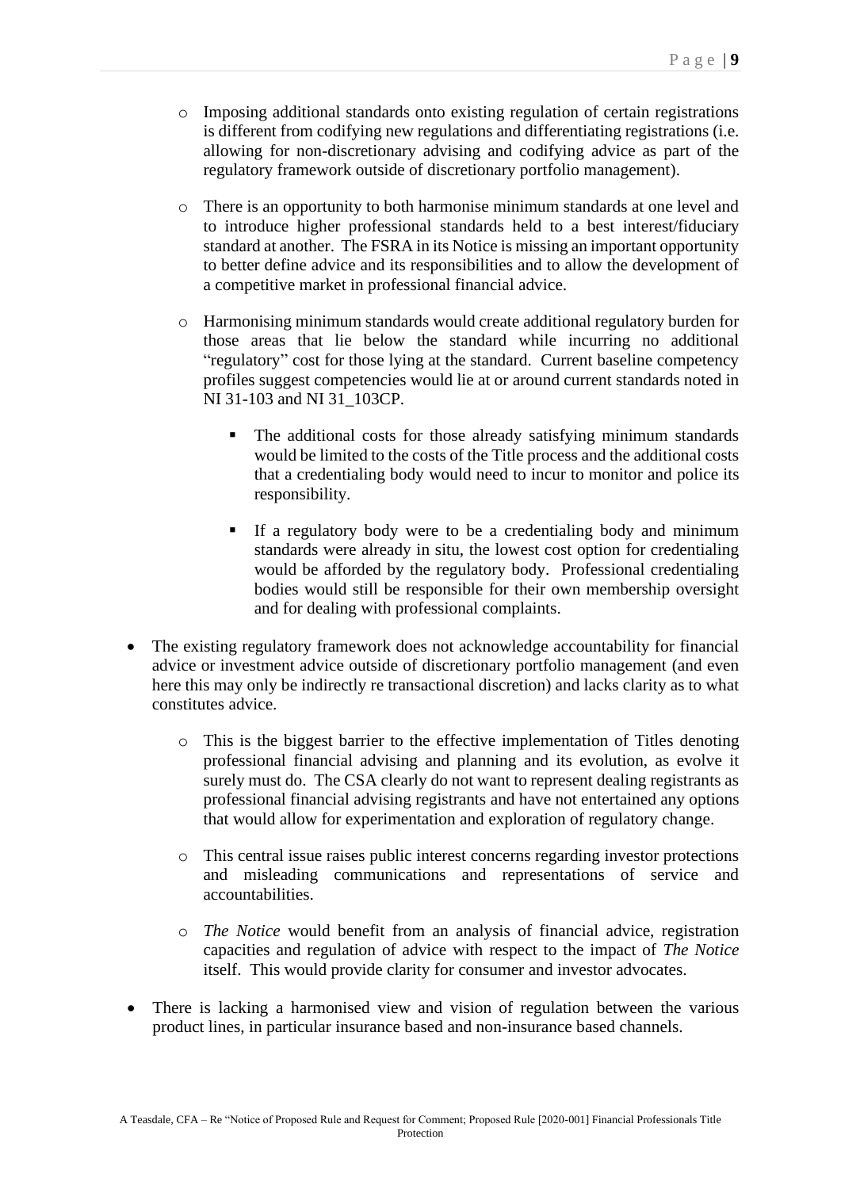- Imposing additional standards onto existing regulation of certain registrations is different from codifying new regulations and differentiating registrations (i.e. allowing for non-discretionary advising and codifying advice as part of the regulatory framework outside of discretionary portfolio management).

  - There is an opportunity to both harmonise minimum standards at one level and to introduce higher professional standards held to a best interest/fiduciary standard at another. The FSRA in its Notice is missing an important opportunity to better define advice and its responsibilities and to allow the development of a competitive market in professional financial advice.

  - Harmonising minimum standards would create additional regulatory burden for those areas that lie below the standard while incurring no additional "regulatory" cost for those lying at the standard. Current baseline competency profiles suggest competencies would lie at or around current standards noted in NI 31-103 and NI 31_103CP.

    - The additional costs for those already satisfying minimum standards would be limited to the costs of the Title process and the additional costs that a credentialing body would need to incur to monitor and police its responsibility.

    - If a regulatory body were to be a credentialing body and minimum standards were already in situ, the lowest cost option for credentialing would be afforded by the regulatory body. Professional credentialing bodies would still be responsible for their own membership oversight and for dealing with professional complaints.

- The existing regulatory framework does not acknowledge accountability for financial advice or investment advice outside of discretionary portfolio management (and even here this may only be indirectly re transactional discretion) and lacks clarity as to what constitutes advice.

  - This is the biggest barrier to the effective implementation of Titles denoting professional financial advising and planning and its evolution, as evolve it surely must do. The CSA clearly do not want to represent dealing registrants as professional financial advising registrants and have not entertained any options that would allow for experimentation and exploration of regulatory change.

  - This central issue raises public interest concerns regarding investor protections and misleading communications and representations of service and accountabilities.

  - *The Notice* would benefit from an analysis of financial advice, registration capacities and regulation of advice with respect to the impact of *The Notice* itself. This would provide clarity for consumer and investor advocates.

- There is lacking a harmonised view and vision of regulation between the various product lines, in particular insurance based and non-insurance based channels.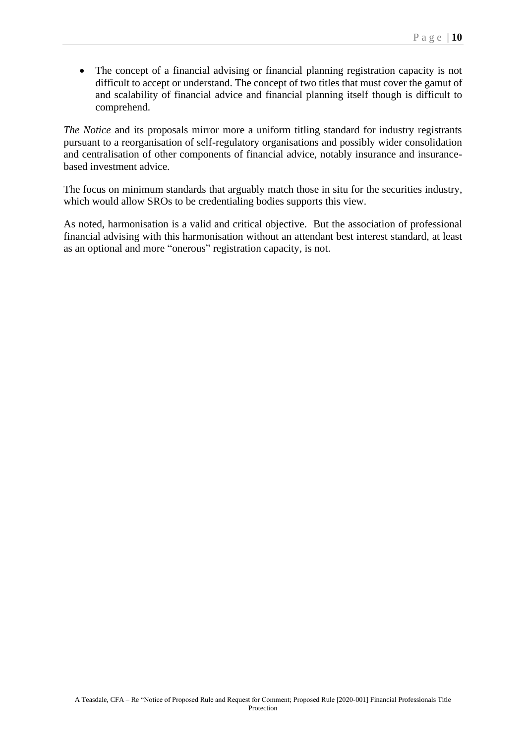- The concept of a financial advising or financial planning registration capacity is not difficult to accept or understand. The concept of two titles that must cover the gamut of and scalability of financial advice and financial planning itself though is difficult to comprehend.

*The Notice* and its proposals mirror more a uniform titling standard for industry registrants pursuant to a reorganisation of self-regulatory organisations and possibly wider consolidation and centralisation of other components of financial advice, notably insurance and insurance-based investment advice.

The focus on minimum standards that arguably match those in situ for the securities industry, which would allow SROs to be credentialing bodies supports this view.

As noted, harmonisation is a valid and critical objective. But the association of professional financial advising with this harmonisation without an attendant best interest standard, at least as an optional and more "onerous" registration capacity, is not.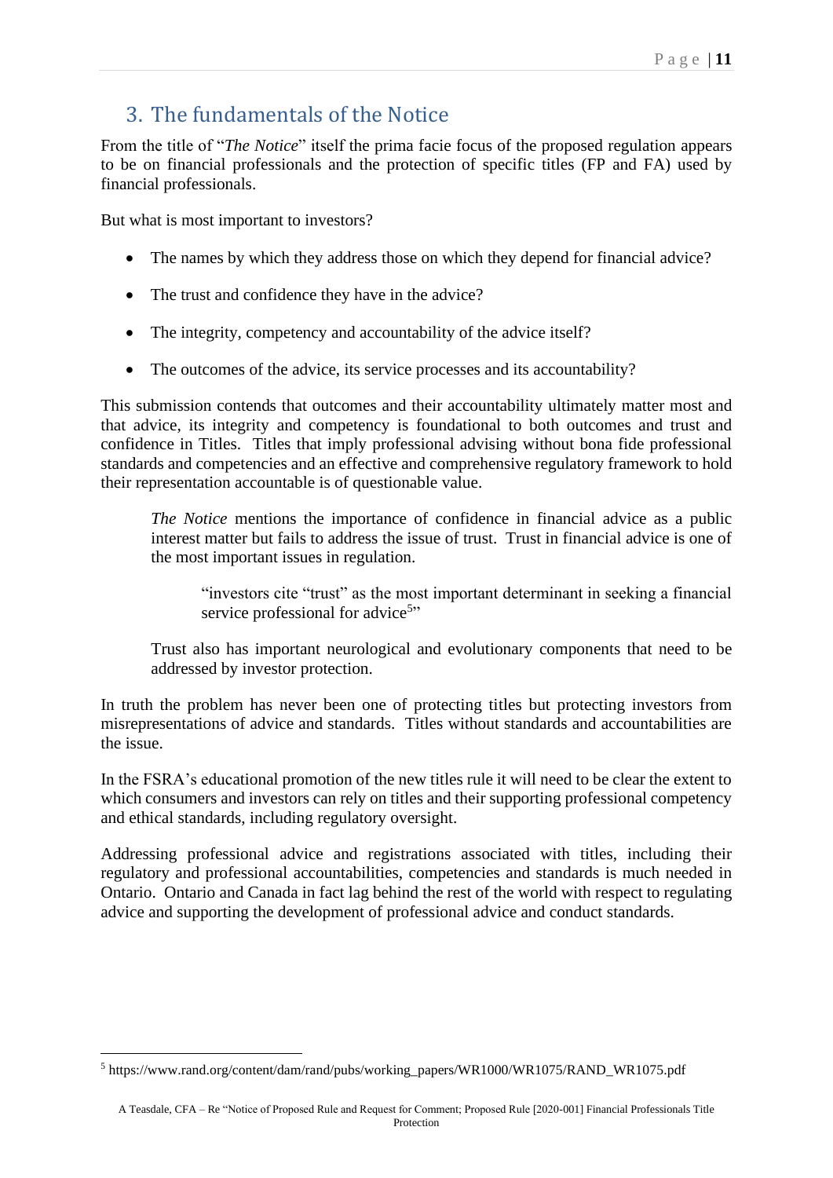## 3. The fundamentals of the Notice

From the title of "*The Notice*" itself the prima facie focus of the proposed regulation appears to be on financial professionals and the protection of specific titles (FP and FA) used by financial professionals.

But what is most important to investors?

- The names by which they address those on which they depend for financial advice?
- The trust and confidence they have in the advice?
- The integrity, competency and accountability of the advice itself?
- The outcomes of the advice, its service processes and its accountability?

This submission contends that outcomes and their accountability ultimately matter most and that advice, its integrity and competency is foundational to both outcomes and trust and confidence in Titles. Titles that imply professional advising without bona fide professional standards and competencies and an effective and comprehensive regulatory framework to hold their representation accountable is of questionable value.

> *The Notice* mentions the importance of confidence in financial advice as a public interest matter but fails to address the issue of trust. Trust in financial advice is one of the most important issues in regulation.
>
> > "investors cite "trust" as the most important determinant in seeking a financial service professional for advice[5]"
>
> Trust also has important neurological and evolutionary components that need to be addressed by investor protection.

In truth the problem has never been one of protecting titles but protecting investors from misrepresentations of advice and standards. Titles without standards and accountabilities are the issue.

In the FSRA's educational promotion of the new titles rule it will need to be clear the extent to which consumers and investors can rely on titles and their supporting professional competency and ethical standards, including regulatory oversight.

Addressing professional advice and registrations associated with titles, including their regulatory and professional accountabilities, competencies and standards is much needed in Ontario. Ontario and Canada in fact lag behind the rest of the world with respect to regulating advice and supporting the development of professional advice and conduct standards.

---

[5] https://www.rand.org/content/dam/rand/pubs/working_papers/WR1000/WR1075/RAND_WR1075.pdf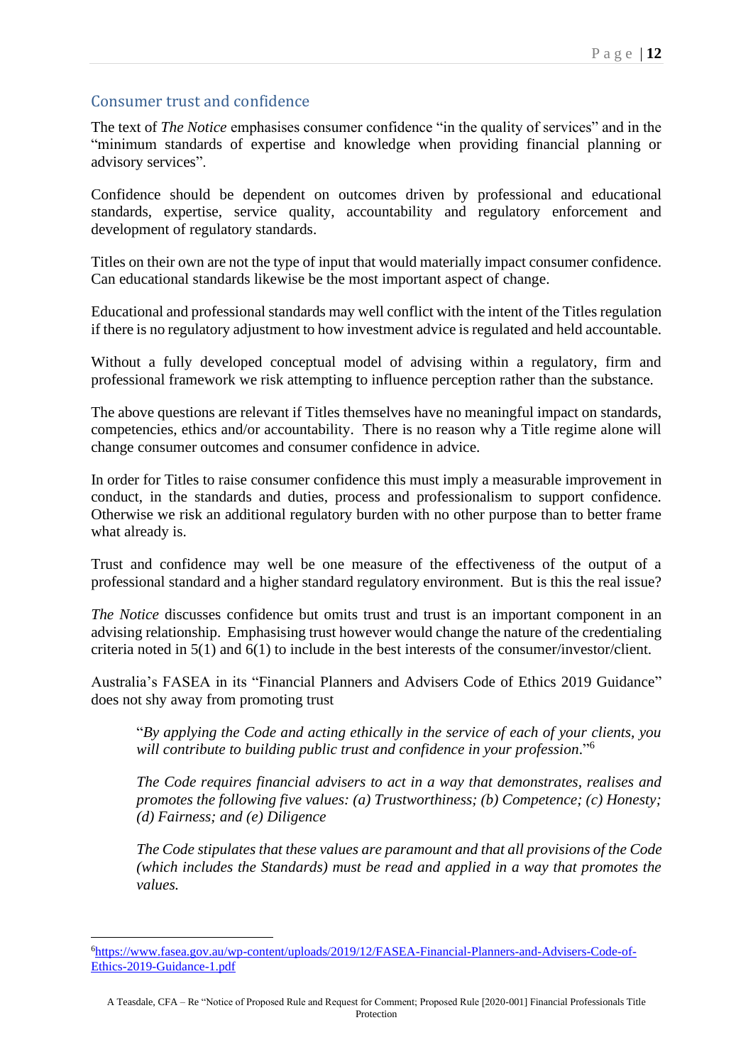## Consumer trust and confidence

The text of *The Notice* emphasises consumer confidence "in the quality of services" and in the "minimum standards of expertise and knowledge when providing financial planning or advisory services".

Confidence should be dependent on outcomes driven by professional and educational standards, expertise, service quality, accountability and regulatory enforcement and development of regulatory standards.

Titles on their own are not the type of input that would materially impact consumer confidence. Can educational standards likewise be the most important aspect of change.

Educational and professional standards may well conflict with the intent of the Titles regulation if there is no regulatory adjustment to how investment advice is regulated and held accountable.

Without a fully developed conceptual model of advising within a regulatory, firm and professional framework we risk attempting to influence perception rather than the substance.

The above questions are relevant if Titles themselves have no meaningful impact on standards, competencies, ethics and/or accountability. There is no reason why a Title regime alone will change consumer outcomes and consumer confidence in advice.

In order for Titles to raise consumer confidence this must imply a measurable improvement in conduct, in the standards and duties, process and professionalism to support confidence. Otherwise we risk an additional regulatory burden with no other purpose than to better frame what already is.

Trust and confidence may well be one measure of the effectiveness of the output of a professional standard and a higher standard regulatory environment. But is this the real issue?

*The Notice* discusses confidence but omits trust and trust is an important component in an advising relationship. Emphasising trust however would change the nature of the credentialing criteria noted in 5(1) and 6(1) to include in the best interests of the consumer/investor/client.

Australia's FASEA in its "Financial Planners and Advisers Code of Ethics 2019 Guidance" does not shy away from promoting trust

> "*By applying the Code and acting ethically in the service of each of your clients, you will contribute to building public trust and confidence in your profession*."[6]
>
> *The Code requires financial advisers to act in a way that demonstrates, realises and promotes the following five values: (a) Trustworthiness; (b) Competence; (c) Honesty; (d) Fairness; and (e) Diligence*
>
> *The Code stipulates that these values are paramount and that all provisions of the Code (which includes the Standards) must be read and applied in a way that promotes the values.*

---

[6] https://www.fasea.gov.au/wp-content/uploads/2019/12/FASEA-Financial-Planners-and-Advisers-Code-of-Ethics-2019-Guidance-1.pdf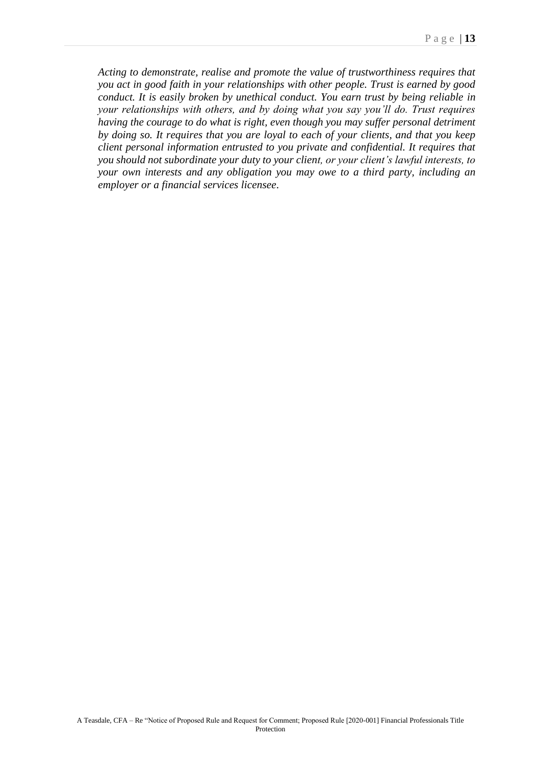*Acting to demonstrate, realise and promote the value of trustworthiness requires that you act in good faith in your relationships with other people. Trust is earned by good conduct. It is easily broken by unethical conduct. You earn trust by being reliable in your relationships with others, and by doing what you say you'll do. Trust requires having the courage to do what is right, even though you may suffer personal detriment by doing so. It requires that you are loyal to each of your clients, and that you keep client personal information entrusted to you private and confidential. It requires that you should not subordinate your duty to your client, or your client's lawful interests, to your own interests and any obligation you may owe to a third party, including an employer or a financial services licensee.*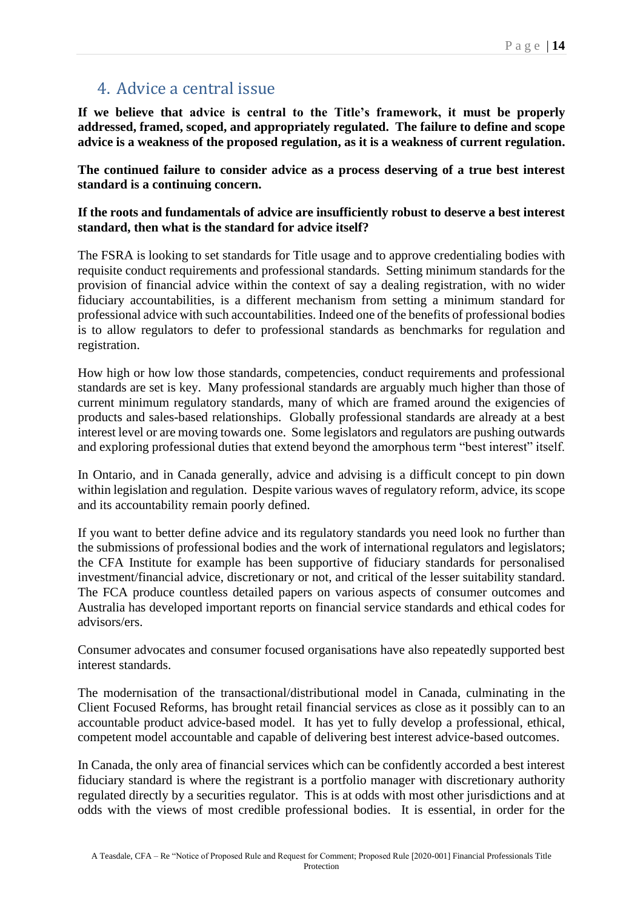## 4. Advice a central issue

**If we believe that advice is central to the Title's framework, it must be properly addressed, framed, scoped, and appropriately regulated. The failure to define and scope advice is a weakness of the proposed regulation, as it is a weakness of current regulation.**

**The continued failure to consider advice as a process deserving of a true best interest standard is a continuing concern.**

**If the roots and fundamentals of advice are insufficiently robust to deserve a best interest standard, then what is the standard for advice itself?**

The FSRA is looking to set standards for Title usage and to approve credentialing bodies with requisite conduct requirements and professional standards. Setting minimum standards for the provision of financial advice within the context of say a dealing registration, with no wider fiduciary accountabilities, is a different mechanism from setting a minimum standard for professional advice with such accountabilities. Indeed one of the benefits of professional bodies is to allow regulators to defer to professional standards as benchmarks for regulation and registration.

How high or how low those standards, competencies, conduct requirements and professional standards are set is key. Many professional standards are arguably much higher than those of current minimum regulatory standards, many of which are framed around the exigencies of products and sales-based relationships. Globally professional standards are already at a best interest level or are moving towards one. Some legislators and regulators are pushing outwards and exploring professional duties that extend beyond the amorphous term "best interest" itself.

In Ontario, and in Canada generally, advice and advising is a difficult concept to pin down within legislation and regulation. Despite various waves of regulatory reform, advice, its scope and its accountability remain poorly defined.

If you want to better define advice and its regulatory standards you need look no further than the submissions of professional bodies and the work of international regulators and legislators; the CFA Institute for example has been supportive of fiduciary standards for personalised investment/financial advice, discretionary or not, and critical of the lesser suitability standard. The FCA produce countless detailed papers on various aspects of consumer outcomes and Australia has developed important reports on financial service standards and ethical codes for advisors/ers.

Consumer advocates and consumer focused organisations have also repeatedly supported best interest standards.

The modernisation of the transactional/distributional model in Canada, culminating in the Client Focused Reforms, has brought retail financial services as close as it possibly can to an accountable product advice-based model. It has yet to fully develop a professional, ethical, competent model accountable and capable of delivering best interest advice-based outcomes.

In Canada, the only area of financial services which can be confidently accorded a best interest fiduciary standard is where the registrant is a portfolio manager with discretionary authority regulated directly by a securities regulator. This is at odds with most other jurisdictions and at odds with the views of most credible professional bodies. It is essential, in order for the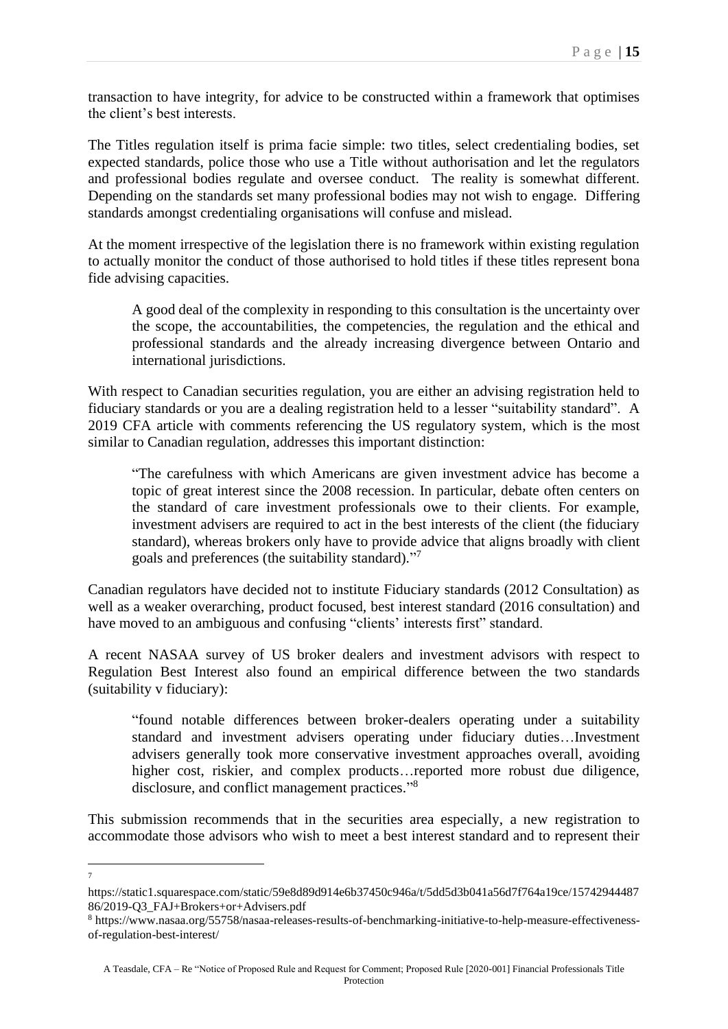transaction to have integrity, for advice to be constructed within a framework that optimises the client's best interests.

The Titles regulation itself is prima facie simple: two titles, select credentialing bodies, set expected standards, police those who use a Title without authorisation and let the regulators and professional bodies regulate and oversee conduct. The reality is somewhat different. Depending on the standards set many professional bodies may not wish to engage. Differing standards amongst credentialing organisations will confuse and mislead.

At the moment irrespective of the legislation there is no framework within existing regulation to actually monitor the conduct of those authorised to hold titles if these titles represent bona fide advising capacities.

> A good deal of the complexity in responding to this consultation is the uncertainty over the scope, the accountabilities, the competencies, the regulation and the ethical and professional standards and the already increasing divergence between Ontario and international jurisdictions.

With respect to Canadian securities regulation, you are either an advising registration held to fiduciary standards or you are a dealing registration held to a lesser "suitability standard". A 2019 CFA article with comments referencing the US regulatory system, which is the most similar to Canadian regulation, addresses this important distinction:

> "The carefulness with which Americans are given investment advice has become a topic of great interest since the 2008 recession. In particular, debate often centers on the standard of care investment professionals owe to their clients. For example, investment advisers are required to act in the best interests of the client (the fiduciary standard), whereas brokers only have to provide advice that aligns broadly with client goals and preferences (the suitability standard)."[7]

Canadian regulators have decided not to institute Fiduciary standards (2012 Consultation) as well as a weaker overarching, product focused, best interest standard (2016 consultation) and have moved to an ambiguous and confusing "clients' interests first" standard.

A recent NASAA survey of US broker dealers and investment advisors with respect to Regulation Best Interest also found an empirical difference between the two standards (suitability v fiduciary):

> "found notable differences between broker-dealers operating under a suitability standard and investment advisers operating under fiduciary duties…Investment advisers generally took more conservative investment approaches overall, avoiding higher cost, riskier, and complex products…reported more robust due diligence, disclosure, and conflict management practices."[8]

This submission recommends that in the securities area especially, a new registration to accommodate those advisors who wish to meet a best interest standard and to represent their

---

[7] https://static1.squarespace.com/static/59e8d89d914e6b37450c946a/t/5dd5d3b041a56d7f764a19ce/1574294448786/2019-Q3_FAJ+Brokers+or+Advisers.pdf

[8] https://www.nasaa.org/55758/nasaa-releases-results-of-benchmarking-initiative-to-help-measure-effectiveness-of-regulation-best-interest/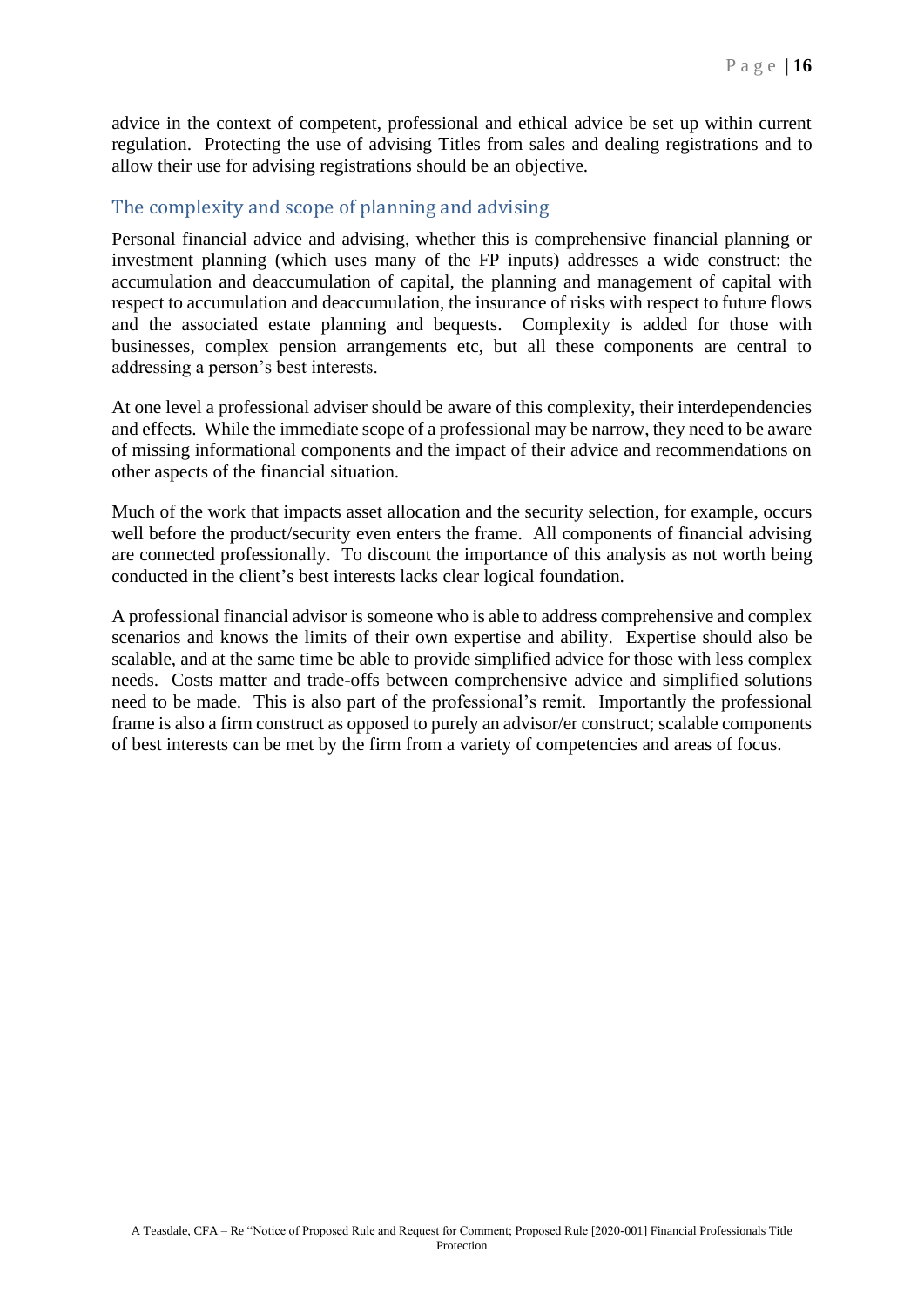advice in the context of competent, professional and ethical advice be set up within current regulation. Protecting the use of advising Titles from sales and dealing registrations and to allow their use for advising registrations should be an objective.

## The complexity and scope of planning and advising

Personal financial advice and advising, whether this is comprehensive financial planning or investment planning (which uses many of the FP inputs) addresses a wide construct: the accumulation and deaccumulation of capital, the planning and management of capital with respect to accumulation and deaccumulation, the insurance of risks with respect to future flows and the associated estate planning and bequests. Complexity is added for those with businesses, complex pension arrangements etc, but all these components are central to addressing a person's best interests.

At one level a professional adviser should be aware of this complexity, their interdependencies and effects. While the immediate scope of a professional may be narrow, they need to be aware of missing informational components and the impact of their advice and recommendations on other aspects of the financial situation.

Much of the work that impacts asset allocation and the security selection, for example, occurs well before the product/security even enters the frame. All components of financial advising are connected professionally. To discount the importance of this analysis as not worth being conducted in the client's best interests lacks clear logical foundation.

A professional financial advisor is someone who is able to address comprehensive and complex scenarios and knows the limits of their own expertise and ability. Expertise should also be scalable, and at the same time be able to provide simplified advice for those with less complex needs. Costs matter and trade-offs between comprehensive advice and simplified solutions need to be made. This is also part of the professional's remit. Importantly the professional frame is also a firm construct as opposed to purely an advisor/er construct; scalable components of best interests can be met by the firm from a variety of competencies and areas of focus.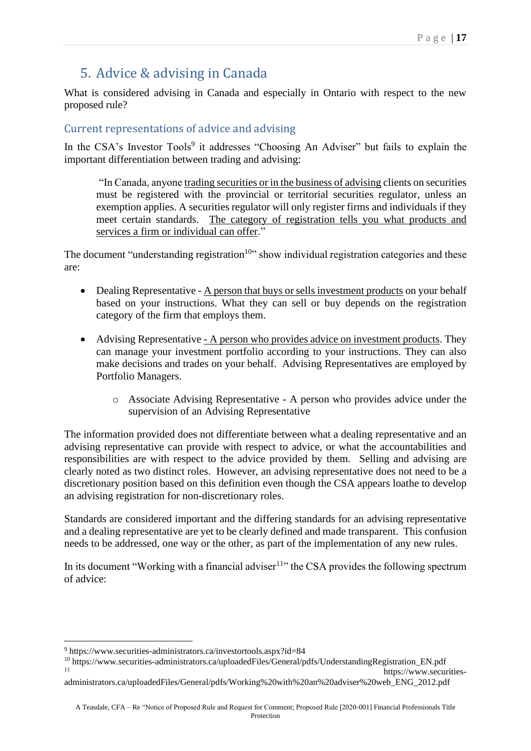## 5. Advice & advising in Canada

What is considered advising in Canada and especially in Ontario with respect to the new proposed rule?

### Current representations of advice and advising

In the CSA's Investor Tools[9] it addresses "Choosing An Adviser" but fails to explain the important differentiation between trading and advising:

> "In Canada, anyone trading securities or in the business of advising clients on securities must be registered with the provincial or territorial securities regulator, unless an exemption applies. A securities regulator will only register firms and individuals if they meet certain standards. The category of registration tells you what products and services a firm or individual can offer."

The document "understanding registration[10]" show individual registration categories and these are:

- Dealing Representative - A person that buys or sells investment products on your behalf based on your instructions. What they can sell or buy depends on the registration category of the firm that employs them.
- Advising Representative - A person who provides advice on investment products. They can manage your investment portfolio according to your instructions. They can also make decisions and trades on your behalf. Advising Representatives are employed by Portfolio Managers.
  - Associate Advising Representative - A person who provides advice under the supervision of an Advising Representative

The information provided does not differentiate between what a dealing representative and an advising representative can provide with respect to advice, or what the accountabilities and responsibilities are with respect to the advice provided by them. Selling and advising are clearly noted as two distinct roles. However, an advising representative does not need to be a discretionary position based on this definition even though the CSA appears loathe to develop an advising registration for non-discretionary roles.

Standards are considered important and the differing standards for an advising representative and a dealing representative are yet to be clearly defined and made transparent. This confusion needs to be addressed, one way or the other, as part of the implementation of any new rules.

In its document "Working with a financial adviser[11]" the CSA provides the following spectrum of advice:

---

[9] https://www.securities-administrators.ca/investortools.aspx?id=84

[10] https://www.securities-administrators.ca/uploadedFiles/General/pdfs/UnderstandingRegistration_EN.pdf

[11] https://www.securities-administrators.ca/uploadedFiles/General/pdfs/Working%20with%20an%20adviser%20web_ENG_2012.pdf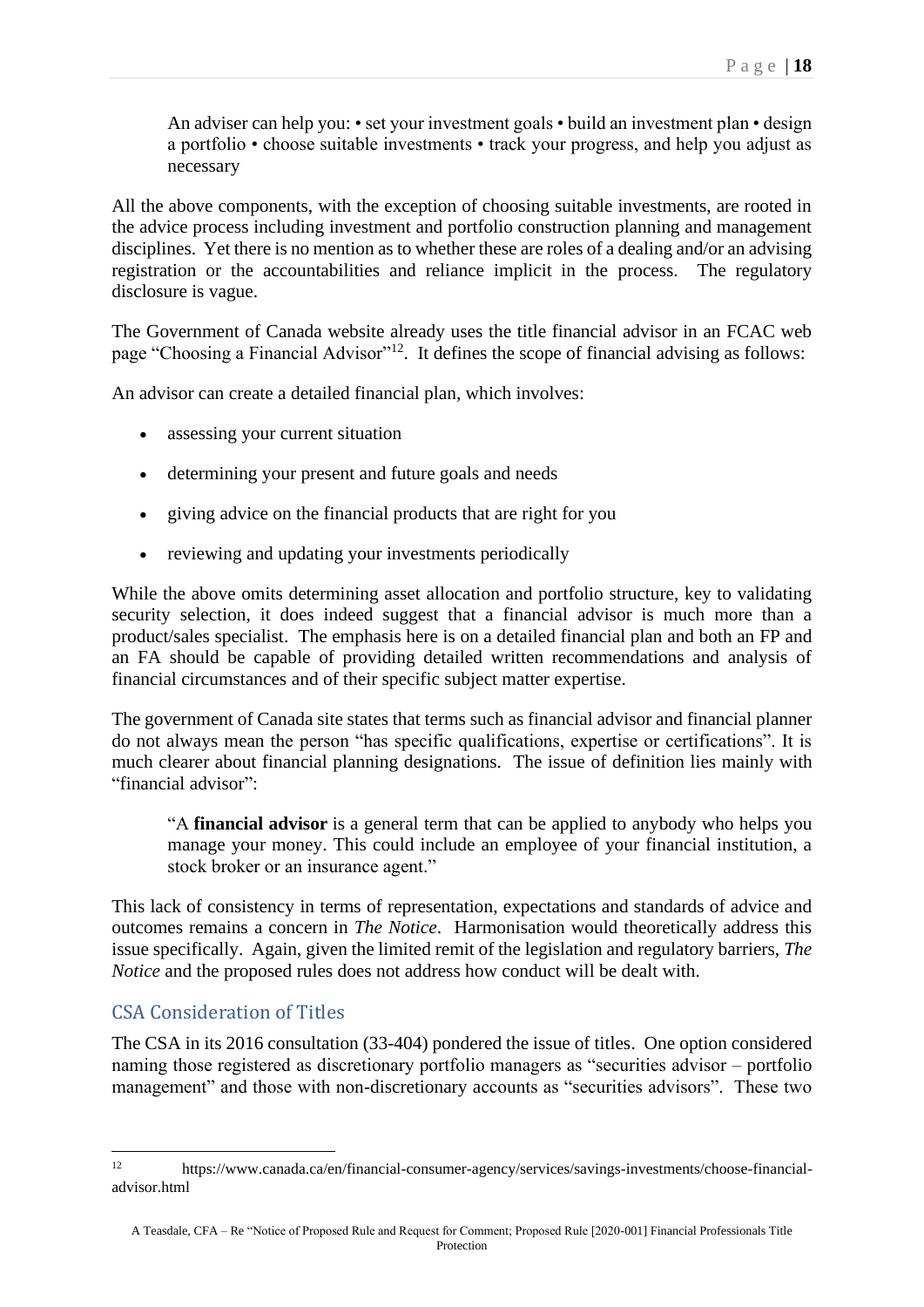An adviser can help you: • set your investment goals • build an investment plan • design a portfolio • choose suitable investments • track your progress, and help you adjust as necessary

All the above components, with the exception of choosing suitable investments, are rooted in the advice process including investment and portfolio construction planning and management disciplines. Yet there is no mention as to whether these are roles of a dealing and/or an advising registration or the accountabilities and reliance implicit in the process. The regulatory disclosure is vague.

The Government of Canada website already uses the title financial advisor in an FCAC web page "Choosing a Financial Advisor"[12]. It defines the scope of financial advising as follows:

An advisor can create a detailed financial plan, which involves:

- assessing your current situation
- determining your present and future goals and needs
- giving advice on the financial products that are right for you
- reviewing and updating your investments periodically

While the above omits determining asset allocation and portfolio structure, key to validating security selection, it does indeed suggest that a financial advisor is much more than a product/sales specialist. The emphasis here is on a detailed financial plan and both an FP and an FA should be capable of providing detailed written recommendations and analysis of financial circumstances and of their specific subject matter expertise.

The government of Canada site states that terms such as financial advisor and financial planner do not always mean the person "has specific qualifications, expertise or certifications". It is much clearer about financial planning designations. The issue of definition lies mainly with "financial advisor":

"A **financial advisor** is a general term that can be applied to anybody who helps you manage your money. This could include an employee of your financial institution, a stock broker or an insurance agent."

This lack of consistency in terms of representation, expectations and standards of advice and outcomes remains a concern in *The Notice*. Harmonisation would theoretically address this issue specifically. Again, given the limited remit of the legislation and regulatory barriers, *The Notice* and the proposed rules does not address how conduct will be dealt with.

## CSA Consideration of Titles

The CSA in its 2016 consultation (33-404) pondered the issue of titles. One option considered naming those registered as discretionary portfolio managers as "securities advisor – portfolio management" and those with non-discretionary accounts as "securities advisors". These two

[12] https://www.canada.ca/en/financial-consumer-agency/services/savings-investments/choose-financial-advisor.html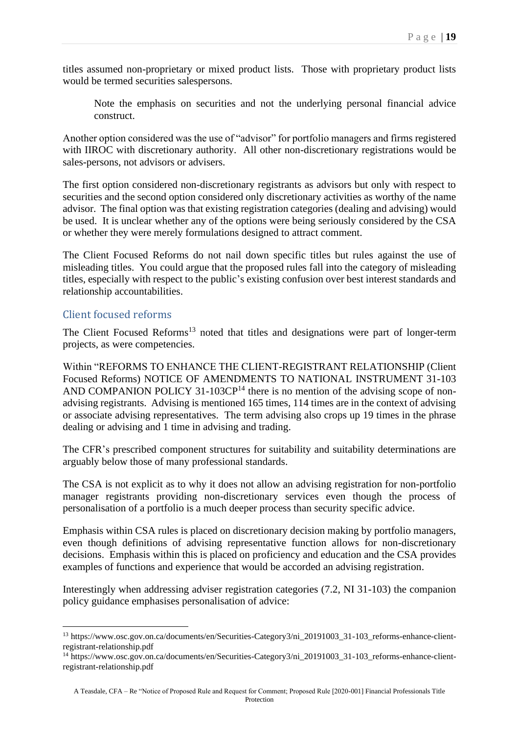titles assumed non-proprietary or mixed product lists. Those with proprietary product lists would be termed securities salespersons.

> Note the emphasis on securities and not the underlying personal financial advice construct.

Another option considered was the use of "advisor" for portfolio managers and firms registered with IIROC with discretionary authority. All other non-discretionary registrations would be sales-persons, not advisors or advisers.

The first option considered non-discretionary registrants as advisors but only with respect to securities and the second option considered only discretionary activities as worthy of the name advisor. The final option was that existing registration categories (dealing and advising) would be used. It is unclear whether any of the options were being seriously considered by the CSA or whether they were merely formulations designed to attract comment.

The Client Focused Reforms do not nail down specific titles but rules against the use of misleading titles. You could argue that the proposed rules fall into the category of misleading titles, especially with respect to the public's existing confusion over best interest standards and relationship accountabilities.

## Client focused reforms

The Client Focused Reforms[13] noted that titles and designations were part of longer-term projects, as were competencies.

Within "REFORMS TO ENHANCE THE CLIENT-REGISTRANT RELATIONSHIP (Client Focused Reforms) NOTICE OF AMENDMENTS TO NATIONAL INSTRUMENT 31-103 AND COMPANION POLICY 31-103CP[14] there is no mention of the advising scope of non-advising registrants. Advising is mentioned 165 times, 114 times are in the context of advising or associate advising representatives. The term advising also crops up 19 times in the phrase dealing or advising and 1 time in advising and trading.

The CFR's prescribed component structures for suitability and suitability determinations are arguably below those of many professional standards.

The CSA is not explicit as to why it does not allow an advising registration for non-portfolio manager registrants providing non-discretionary services even though the process of personalisation of a portfolio is a much deeper process than security specific advice.

Emphasis within CSA rules is placed on discretionary decision making by portfolio managers, even though definitions of advising representative function allows for non-discretionary decisions. Emphasis within this is placed on proficiency and education and the CSA provides examples of functions and experience that would be accorded an advising registration.

Interestingly when addressing adviser registration categories (7.2, NI 31-103) the companion policy guidance emphasises personalisation of advice:

---

[13] https://www.osc.gov.on.ca/documents/en/Securities-Category3/ni_20191003_31-103_reforms-enhance-client-registrant-relationship.pdf

[14] https://www.osc.gov.on.ca/documents/en/Securities-Category3/ni_20191003_31-103_reforms-enhance-client-registrant-relationship.pdf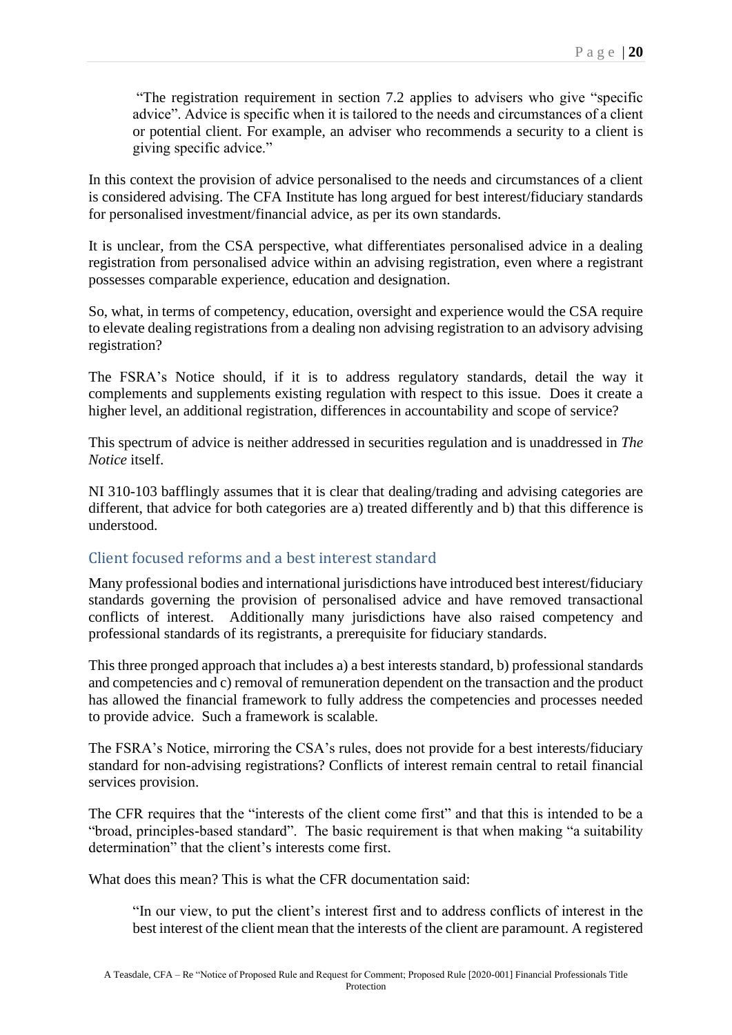> "The registration requirement in section 7.2 applies to advisers who give "specific advice". Advice is specific when it is tailored to the needs and circumstances of a client or potential client. For example, an adviser who recommends a security to a client is giving specific advice."

In this context the provision of advice personalised to the needs and circumstances of a client is considered advising. The CFA Institute has long argued for best interest/fiduciary standards for personalised investment/financial advice, as per its own standards.

It is unclear, from the CSA perspective, what differentiates personalised advice in a dealing registration from personalised advice within an advising registration, even where a registrant possesses comparable experience, education and designation.

So, what, in terms of competency, education, oversight and experience would the CSA require to elevate dealing registrations from a dealing non advising registration to an advisory advising registration?

The FSRA's Notice should, if it is to address regulatory standards, detail the way it complements and supplements existing regulation with respect to this issue. Does it create a higher level, an additional registration, differences in accountability and scope of service?

This spectrum of advice is neither addressed in securities regulation and is unaddressed in *The Notice* itself.

NI 310-103 bafflingly assumes that it is clear that dealing/trading and advising categories are different, that advice for both categories are a) treated differently and b) that this difference is understood.

## Client focused reforms and a best interest standard

Many professional bodies and international jurisdictions have introduced best interest/fiduciary standards governing the provision of personalised advice and have removed transactional conflicts of interest. Additionally many jurisdictions have also raised competency and professional standards of its registrants, a prerequisite for fiduciary standards.

This three pronged approach that includes a) a best interests standard, b) professional standards and competencies and c) removal of remuneration dependent on the transaction and the product has allowed the financial framework to fully address the competencies and processes needed to provide advice. Such a framework is scalable.

The FSRA's Notice, mirroring the CSA's rules, does not provide for a best interests/fiduciary standard for non-advising registrations? Conflicts of interest remain central to retail financial services provision.

The CFR requires that the "interests of the client come first" and that this is intended to be a "broad, principles-based standard". The basic requirement is that when making "a suitability determination" that the client's interests come first.

What does this mean? This is what the CFR documentation said:

> "In our view, to put the client's interest first and to address conflicts of interest in the best interest of the client mean that the interests of the client are paramount. A registered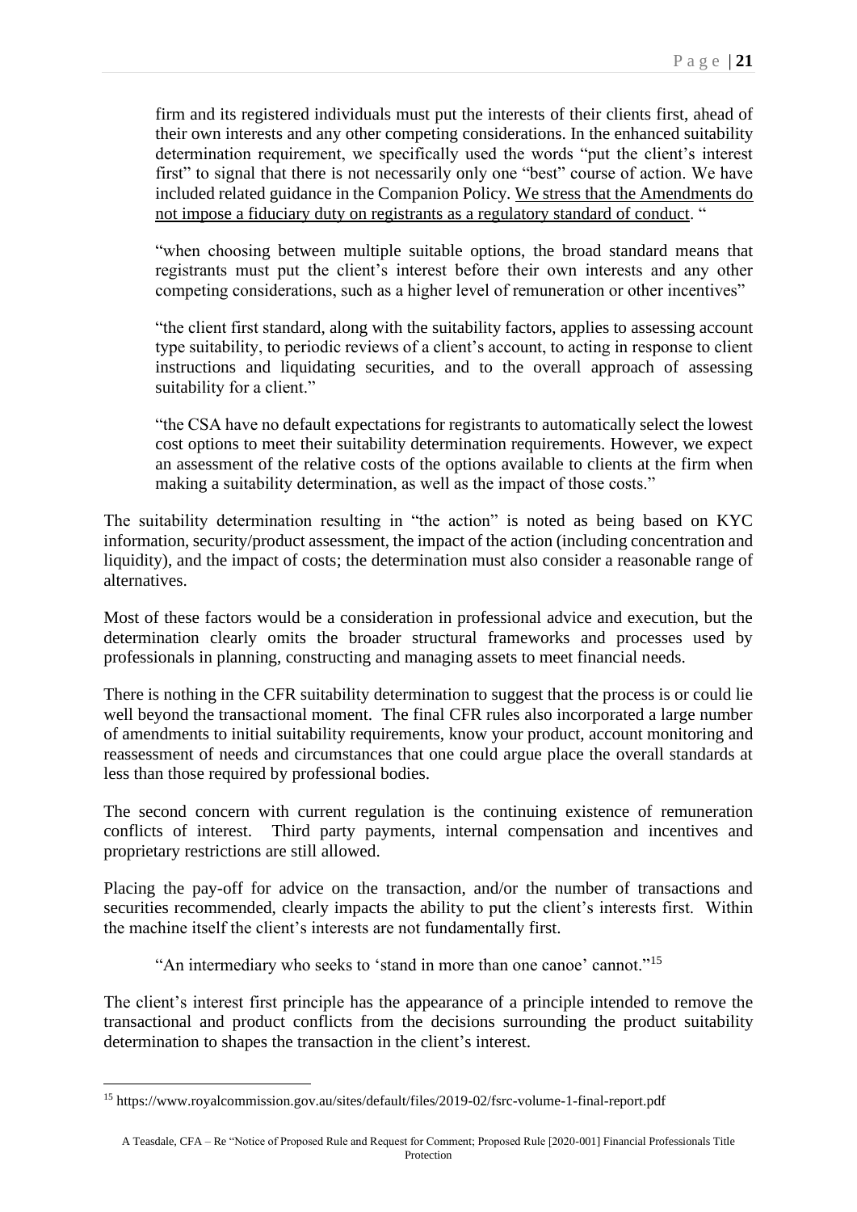firm and its registered individuals must put the interests of their clients first, ahead of their own interests and any other competing considerations. In the enhanced suitability determination requirement, we specifically used the words "put the client's interest first" to signal that there is not necessarily only one "best" course of action. We have included related guidance in the Companion Policy. <u>We stress that the Amendments do not impose a fiduciary duty on registrants as a regulatory standard of conduct</u>. "

> "when choosing between multiple suitable options, the broad standard means that registrants must put the client's interest before their own interests and any other competing considerations, such as a higher level of remuneration or other incentives"

> "the client first standard, along with the suitability factors, applies to assessing account type suitability, to periodic reviews of a client's account, to acting in response to client instructions and liquidating securities, and to the overall approach of assessing suitability for a client."

> "the CSA have no default expectations for registrants to automatically select the lowest cost options to meet their suitability determination requirements. However, we expect an assessment of the relative costs of the options available to clients at the firm when making a suitability determination, as well as the impact of those costs."

The suitability determination resulting in "the action" is noted as being based on KYC information, security/product assessment, the impact of the action (including concentration and liquidity), and the impact of costs; the determination must also consider a reasonable range of alternatives.

Most of these factors would be a consideration in professional advice and execution, but the determination clearly omits the broader structural frameworks and processes used by professionals in planning, constructing and managing assets to meet financial needs.

There is nothing in the CFR suitability determination to suggest that the process is or could lie well beyond the transactional moment. The final CFR rules also incorporated a large number of amendments to initial suitability requirements, know your product, account monitoring and reassessment of needs and circumstances that one could argue place the overall standards at less than those required by professional bodies.

The second concern with current regulation is the continuing existence of remuneration conflicts of interest. Third party payments, internal compensation and incentives and proprietary restrictions are still allowed.

Placing the pay-off for advice on the transaction, and/or the number of transactions and securities recommended, clearly impacts the ability to put the client's interests first. Within the machine itself the client's interests are not fundamentally first.

> "An intermediary who seeks to 'stand in more than one canoe' cannot."[15]

The client's interest first principle has the appearance of a principle intended to remove the transactional and product conflicts from the decisions surrounding the product suitability determination to shapes the transaction in the client's interest.

---

[15] https://www.royalcommission.gov.au/sites/default/files/2019-02/fsrc-volume-1-final-report.pdf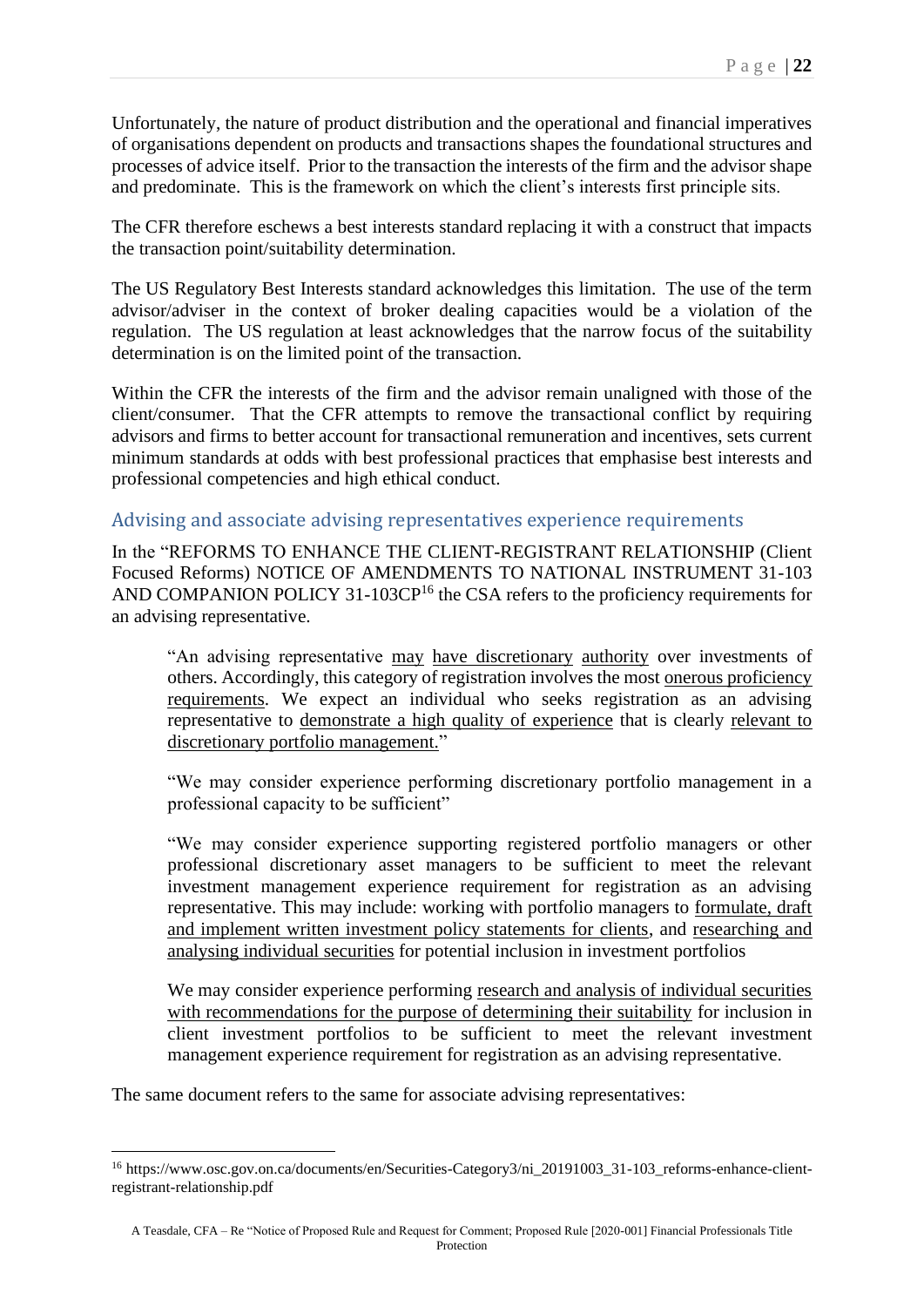Unfortunately, the nature of product distribution and the operational and financial imperatives of organisations dependent on products and transactions shapes the foundational structures and processes of advice itself. Prior to the transaction the interests of the firm and the advisor shape and predominate. This is the framework on which the client's interests first principle sits.

The CFR therefore eschews a best interests standard replacing it with a construct that impacts the transaction point/suitability determination.

The US Regulatory Best Interests standard acknowledges this limitation. The use of the term advisor/adviser in the context of broker dealing capacities would be a violation of the regulation. The US regulation at least acknowledges that the narrow focus of the suitability determination is on the limited point of the transaction.

Within the CFR the interests of the firm and the advisor remain unaligned with those of the client/consumer. That the CFR attempts to remove the transactional conflict by requiring advisors and firms to better account for transactional remuneration and incentives, sets current minimum standards at odds with best professional practices that emphasise best interests and professional competencies and high ethical conduct.

## Advising and associate advising representatives experience requirements

In the "REFORMS TO ENHANCE THE CLIENT-REGISTRANT RELATIONSHIP (Client Focused Reforms) NOTICE OF AMENDMENTS TO NATIONAL INSTRUMENT 31-103 AND COMPANION POLICY 31-103CP[16] the CSA refers to the proficiency requirements for an advising representative.

> "An advising representative may have discretionary authority over investments of others. Accordingly, this category of registration involves the most onerous proficiency requirements. We expect an individual who seeks registration as an advising representative to demonstrate a high quality of experience that is clearly relevant to discretionary portfolio management."
>
> "We may consider experience performing discretionary portfolio management in a professional capacity to be sufficient"
>
> "We may consider experience supporting registered portfolio managers or other professional discretionary asset managers to be sufficient to meet the relevant investment management experience requirement for registration as an advising representative. This may include: working with portfolio managers to formulate, draft and implement written investment policy statements for clients, and researching and analysing individual securities for potential inclusion in investment portfolios
>
> We may consider experience performing research and analysis of individual securities with recommendations for the purpose of determining their suitability for inclusion in client investment portfolios to be sufficient to meet the relevant investment management experience requirement for registration as an advising representative.

The same document refers to the same for associate advising representatives:

[16] https://www.osc.gov.on.ca/documents/en/Securities-Category3/ni_20191003_31-103_reforms-enhance-client-registrant-relationship.pdf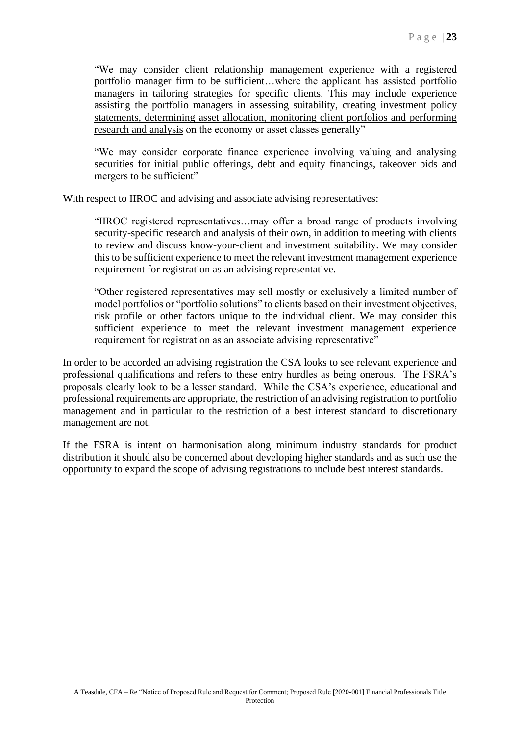> "We <u>may consider</u> <u>client relationship management experience with a registered portfolio manager firm to be sufficient</u>…where the applicant has assisted portfolio managers in tailoring strategies for specific clients. This may include <u>experience assisting the portfolio managers in assessing suitability, creating investment policy statements, determining asset allocation, monitoring client portfolios and performing research and analysis</u> on the economy or asset classes generally"
>
> "We may consider corporate finance experience involving valuing and analysing securities for initial public offerings, debt and equity financings, takeover bids and mergers to be sufficient"

With respect to IIROC and advising and associate advising representatives:

> "IIROC registered representatives…may offer a broad range of products involving <u>security-specific research and analysis of their own, in addition to meeting with clients to review and discuss know-your-client and investment suitability</u>. We may consider this to be sufficient experience to meet the relevant investment management experience requirement for registration as an advising representative.
>
> "Other registered representatives may sell mostly or exclusively a limited number of model portfolios or "portfolio solutions" to clients based on their investment objectives, risk profile or other factors unique to the individual client. We may consider this sufficient experience to meet the relevant investment management experience requirement for registration as an associate advising representative"

In order to be accorded an advising registration the CSA looks to see relevant experience and professional qualifications and refers to these entry hurdles as being onerous. The FSRA's proposals clearly look to be a lesser standard. While the CSA's experience, educational and professional requirements are appropriate, the restriction of an advising registration to portfolio management and in particular to the restriction of a best interest standard to discretionary management are not.

If the FSRA is intent on harmonisation along minimum industry standards for product distribution it should also be concerned about developing higher standards and as such use the opportunity to expand the scope of advising registrations to include best interest standards.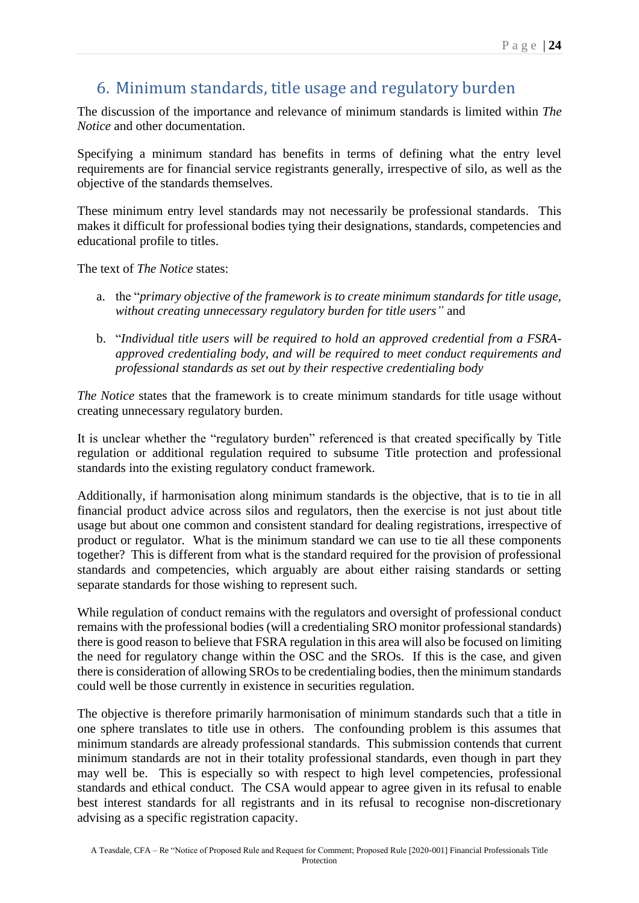## 6. Minimum standards, title usage and regulatory burden

The discussion of the importance and relevance of minimum standards is limited within *The Notice* and other documentation.

Specifying a minimum standard has benefits in terms of defining what the entry level requirements are for financial service registrants generally, irrespective of silo, as well as the objective of the standards themselves.

These minimum entry level standards may not necessarily be professional standards. This makes it difficult for professional bodies tying their designations, standards, competencies and educational profile to titles.

The text of *The Notice* states:

a. the "*primary objective of the framework is to create minimum standards for title usage, without creating unnecessary regulatory burden for title users"* and

b. "*Individual title users will be required to hold an approved credential from a FSRA-approved credentialing body, and will be required to meet conduct requirements and professional standards as set out by their respective credentialing body*

*The Notice* states that the framework is to create minimum standards for title usage without creating unnecessary regulatory burden.

It is unclear whether the "regulatory burden" referenced is that created specifically by Title regulation or additional regulation required to subsume Title protection and professional standards into the existing regulatory conduct framework.

Additionally, if harmonisation along minimum standards is the objective, that is to tie in all financial product advice across silos and regulators, then the exercise is not just about title usage but about one common and consistent standard for dealing registrations, irrespective of product or regulator. What is the minimum standard we can use to tie all these components together? This is different from what is the standard required for the provision of professional standards and competencies, which arguably are about either raising standards or setting separate standards for those wishing to represent such.

While regulation of conduct remains with the regulators and oversight of professional conduct remains with the professional bodies (will a credentialing SRO monitor professional standards) there is good reason to believe that FSRA regulation in this area will also be focused on limiting the need for regulatory change within the OSC and the SROs. If this is the case, and given there is consideration of allowing SROs to be credentialing bodies, then the minimum standards could well be those currently in existence in securities regulation.

The objective is therefore primarily harmonisation of minimum standards such that a title in one sphere translates to title use in others. The confounding problem is this assumes that minimum standards are already professional standards. This submission contends that current minimum standards are not in their totality professional standards, even though in part they may well be. This is especially so with respect to high level competencies, professional standards and ethical conduct. The CSA would appear to agree given in its refusal to enable best interest standards for all registrants and in its refusal to recognise non-discretionary advising as a specific registration capacity.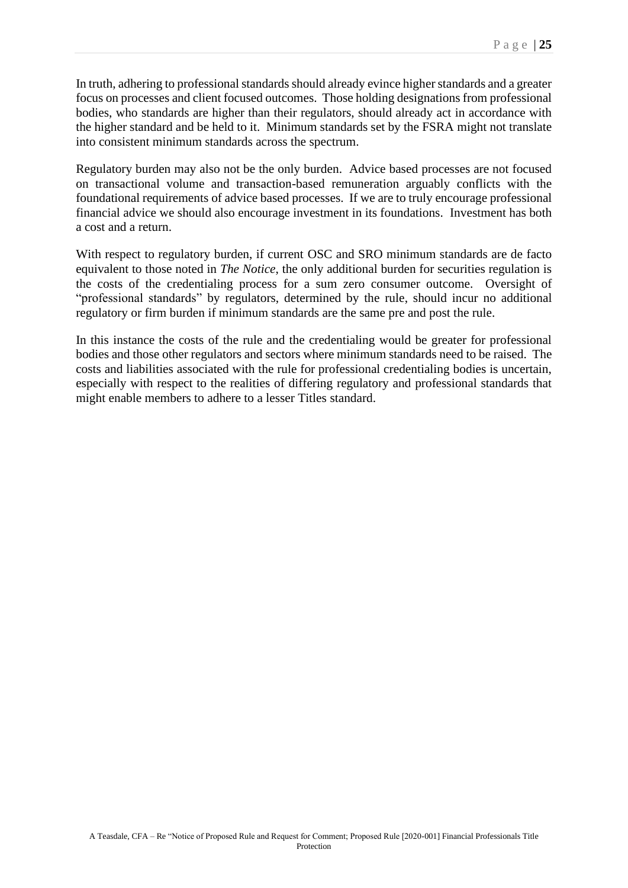In truth, adhering to professional standards should already evince higher standards and a greater focus on processes and client focused outcomes. Those holding designations from professional bodies, who standards are higher than their regulators, should already act in accordance with the higher standard and be held to it. Minimum standards set by the FSRA might not translate into consistent minimum standards across the spectrum.

Regulatory burden may also not be the only burden. Advice based processes are not focused on transactional volume and transaction-based remuneration arguably conflicts with the foundational requirements of advice based processes. If we are to truly encourage professional financial advice we should also encourage investment in its foundations. Investment has both a cost and a return.

With respect to regulatory burden, if current OSC and SRO minimum standards are de facto equivalent to those noted in *The Notice*, the only additional burden for securities regulation is the costs of the credentialing process for a sum zero consumer outcome. Oversight of "professional standards" by regulators, determined by the rule, should incur no additional regulatory or firm burden if minimum standards are the same pre and post the rule.

In this instance the costs of the rule and the credentialing would be greater for professional bodies and those other regulators and sectors where minimum standards need to be raised. The costs and liabilities associated with the rule for professional credentialing bodies is uncertain, especially with respect to the realities of differing regulatory and professional standards that might enable members to adhere to a lesser Titles standard.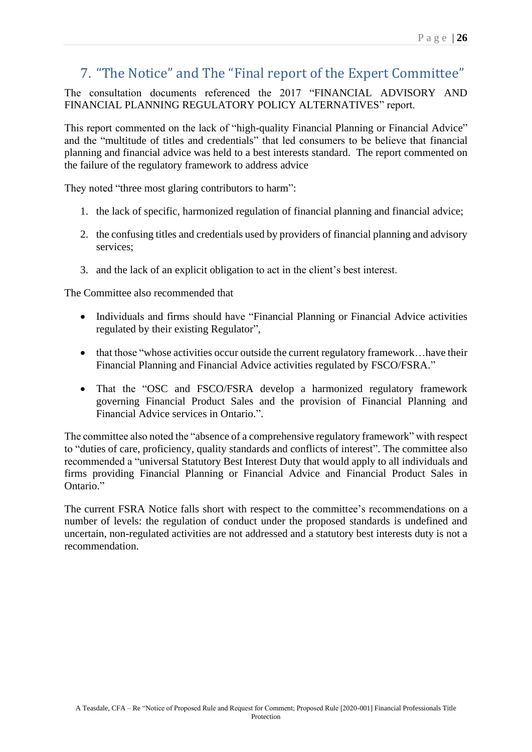## 7. "The Notice" and The "Final report of the Expert Committee"

The consultation documents referenced the 2017 "FINANCIAL ADVISORY AND FINANCIAL PLANNING REGULATORY POLICY ALTERNATIVES" report.

This report commented on the lack of "high-quality Financial Planning or Financial Advice" and the "multitude of titles and credentials" that led consumers to be believe that financial planning and financial advice was held to a best interests standard. The report commented on the failure of the regulatory framework to address advice

They noted "three most glaring contributors to harm":

1. the lack of specific, harmonized regulation of financial planning and financial advice;
2. the confusing titles and credentials used by providers of financial planning and advisory services;
3. and the lack of an explicit obligation to act in the client's best interest.

The Committee also recommended that

- Individuals and firms should have "Financial Planning or Financial Advice activities regulated by their existing Regulator",
- that those "whose activities occur outside the current regulatory framework…have their Financial Planning and Financial Advice activities regulated by FSCO/FSRA."
- That the "OSC and FSCO/FSRA develop a harmonized regulatory framework governing Financial Product Sales and the provision of Financial Planning and Financial Advice services in Ontario.".

The committee also noted the "absence of a comprehensive regulatory framework" with respect to "duties of care, proficiency, quality standards and conflicts of interest". The committee also recommended a "universal Statutory Best Interest Duty that would apply to all individuals and firms providing Financial Planning or Financial Advice and Financial Product Sales in Ontario."

The current FSRA Notice falls short with respect to the committee's recommendations on a number of levels: the regulation of conduct under the proposed standards is undefined and uncertain, non-regulated activities are not addressed and a statutory best interests duty is not a recommendation.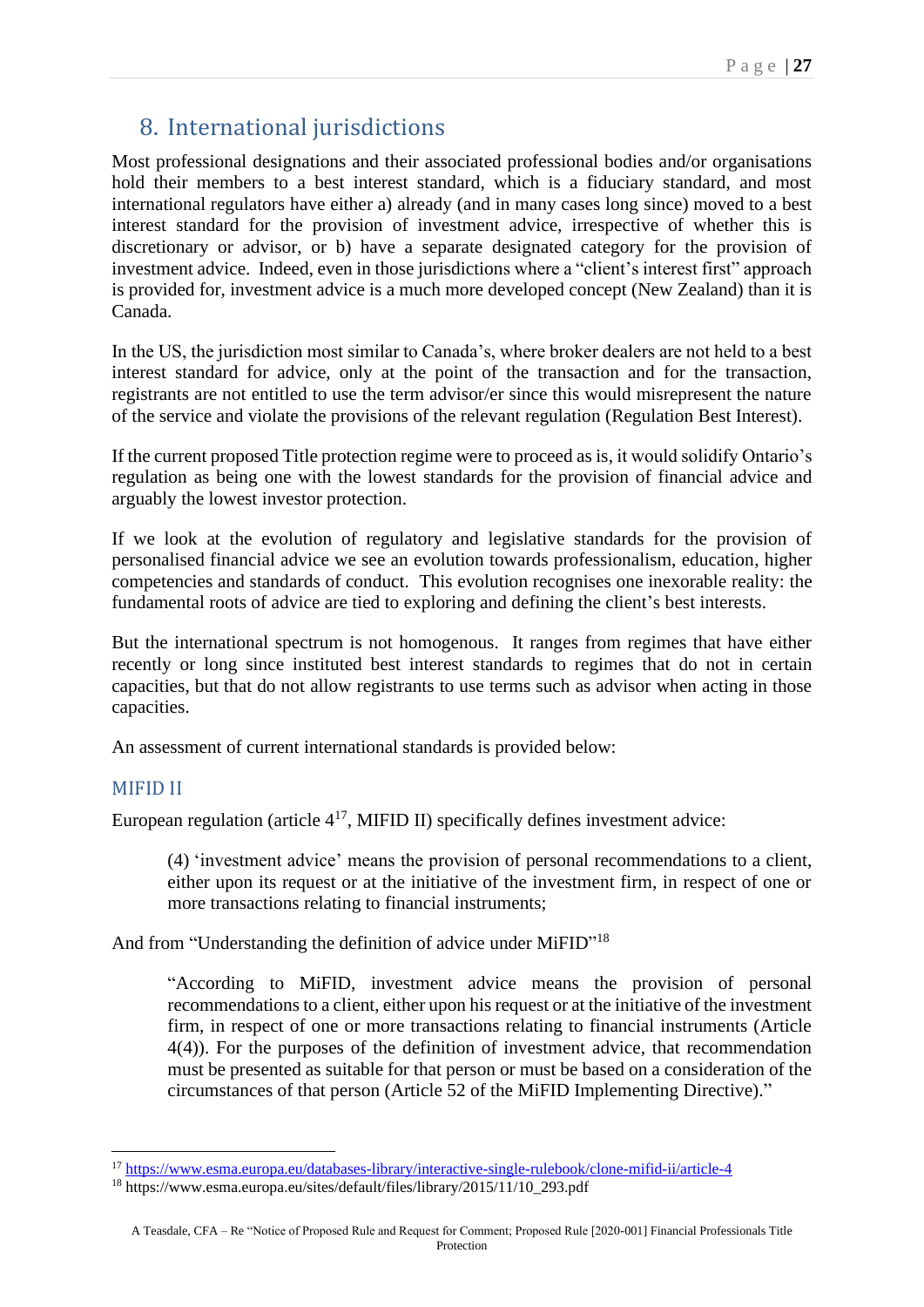## 8. International jurisdictions

Most professional designations and their associated professional bodies and/or organisations hold their members to a best interest standard, which is a fiduciary standard, and most international regulators have either a) already (and in many cases long since) moved to a best interest standard for the provision of investment advice, irrespective of whether this is discretionary or advisor, or b) have a separate designated category for the provision of investment advice. Indeed, even in those jurisdictions where a "client's interest first" approach is provided for, investment advice is a much more developed concept (New Zealand) than it is Canada.

In the US, the jurisdiction most similar to Canada's, where broker dealers are not held to a best interest standard for advice, only at the point of the transaction and for the transaction, registrants are not entitled to use the term advisor/er since this would misrepresent the nature of the service and violate the provisions of the relevant regulation (Regulation Best Interest).

If the current proposed Title protection regime were to proceed as is, it would solidify Ontario's regulation as being one with the lowest standards for the provision of financial advice and arguably the lowest investor protection.

If we look at the evolution of regulatory and legislative standards for the provision of personalised financial advice we see an evolution towards professionalism, education, higher competencies and standards of conduct. This evolution recognises one inexorable reality: the fundamental roots of advice are tied to exploring and defining the client's best interests.

But the international spectrum is not homogenous. It ranges from regimes that have either recently or long since instituted best interest standards to regimes that do not in certain capacities, but that do not allow registrants to use terms such as advisor when acting in those capacities.

An assessment of current international standards is provided below:

### MIFID II

European regulation (article 4[17], MIFID II) specifically defines investment advice:

> (4) 'investment advice' means the provision of personal recommendations to a client, either upon its request or at the initiative of the investment firm, in respect of one or more transactions relating to financial instruments;

And from "Understanding the definition of advice under MiFID"[18]

> "According to MiFID, investment advice means the provision of personal recommendations to a client, either upon his request or at the initiative of the investment firm, in respect of one or more transactions relating to financial instruments (Article 4(4)). For the purposes of the definition of investment advice, that recommendation must be presented as suitable for that person or must be based on a consideration of the circumstances of that person (Article 52 of the MiFID Implementing Directive)."

---

[17] https://www.esma.europa.eu/databases-library/interactive-single-rulebook/clone-mifid-ii/article-4

[18] https://www.esma.europa.eu/sites/default/files/library/2015/11/10_293.pdf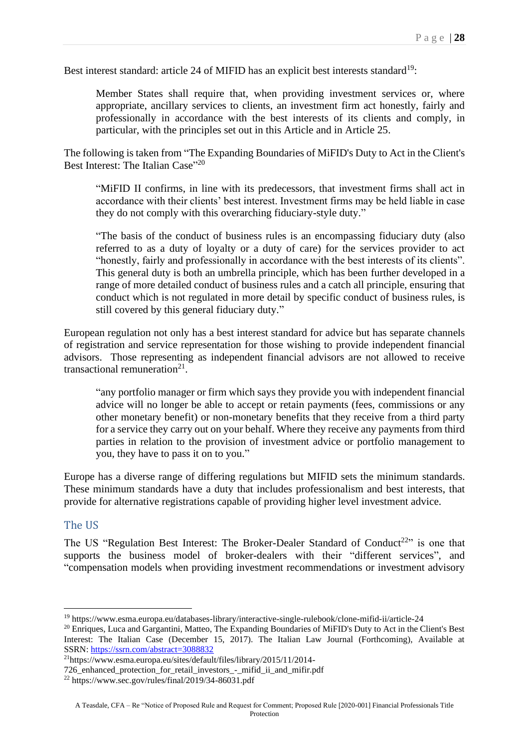Best interest standard: article 24 of MIFID has an explicit best interests standard[19]:

> Member States shall require that, when providing investment services or, where appropriate, ancillary services to clients, an investment firm act honestly, fairly and professionally in accordance with the best interests of its clients and comply, in particular, with the principles set out in this Article and in Article 25.

The following is taken from "The Expanding Boundaries of MiFID's Duty to Act in the Client's Best Interest: The Italian Case"[20]

> "MiFID II confirms, in line with its predecessors, that investment firms shall act in accordance with their clients' best interest. Investment firms may be held liable in case they do not comply with this overarching fiduciary-style duty."

> "The basis of the conduct of business rules is an encompassing fiduciary duty (also referred to as a duty of loyalty or a duty of care) for the services provider to act "honestly, fairly and professionally in accordance with the best interests of its clients". This general duty is both an umbrella principle, which has been further developed in a range of more detailed conduct of business rules and a catch all principle, ensuring that conduct which is not regulated in more detail by specific conduct of business rules, is still covered by this general fiduciary duty."

European regulation not only has a best interest standard for advice but has separate channels of registration and service representation for those wishing to provide independent financial advisors. Those representing as independent financial advisors are not allowed to receive transactional remuneration[21].

> "any portfolio manager or firm which says they provide you with independent financial advice will no longer be able to accept or retain payments (fees, commissions or any other monetary benefit) or non-monetary benefits that they receive from a third party for a service they carry out on your behalf. Where they receive any payments from third parties in relation to the provision of investment advice or portfolio management to you, they have to pass it on to you."

Europe has a diverse range of differing regulations but MIFID sets the minimum standards. These minimum standards have a duty that includes professionalism and best interests, that provide for alternative registrations capable of providing higher level investment advice.

## The US

The US "Regulation Best Interest: The Broker-Dealer Standard of Conduct[22]" is one that supports the business model of broker-dealers with their "different services", and "compensation models when providing investment recommendations or investment advisory

---

[19] https://www.esma.europa.eu/databases-library/interactive-single-rulebook/clone-mifid-ii/article-24

[20] Enriques, Luca and Gargantini, Matteo, The Expanding Boundaries of MiFID's Duty to Act in the Client's Best Interest: The Italian Case (December 15, 2017). The Italian Law Journal (Forthcoming), Available at SSRN: https://ssrn.com/abstract=3088832

[21] https://www.esma.europa.eu/sites/default/files/library/2015/11/2014-726_enhanced_protection_for_retail_investors_-_mifid_ii_and_mifir.pdf

[22] https://www.sec.gov/rules/final/2019/34-86031.pdf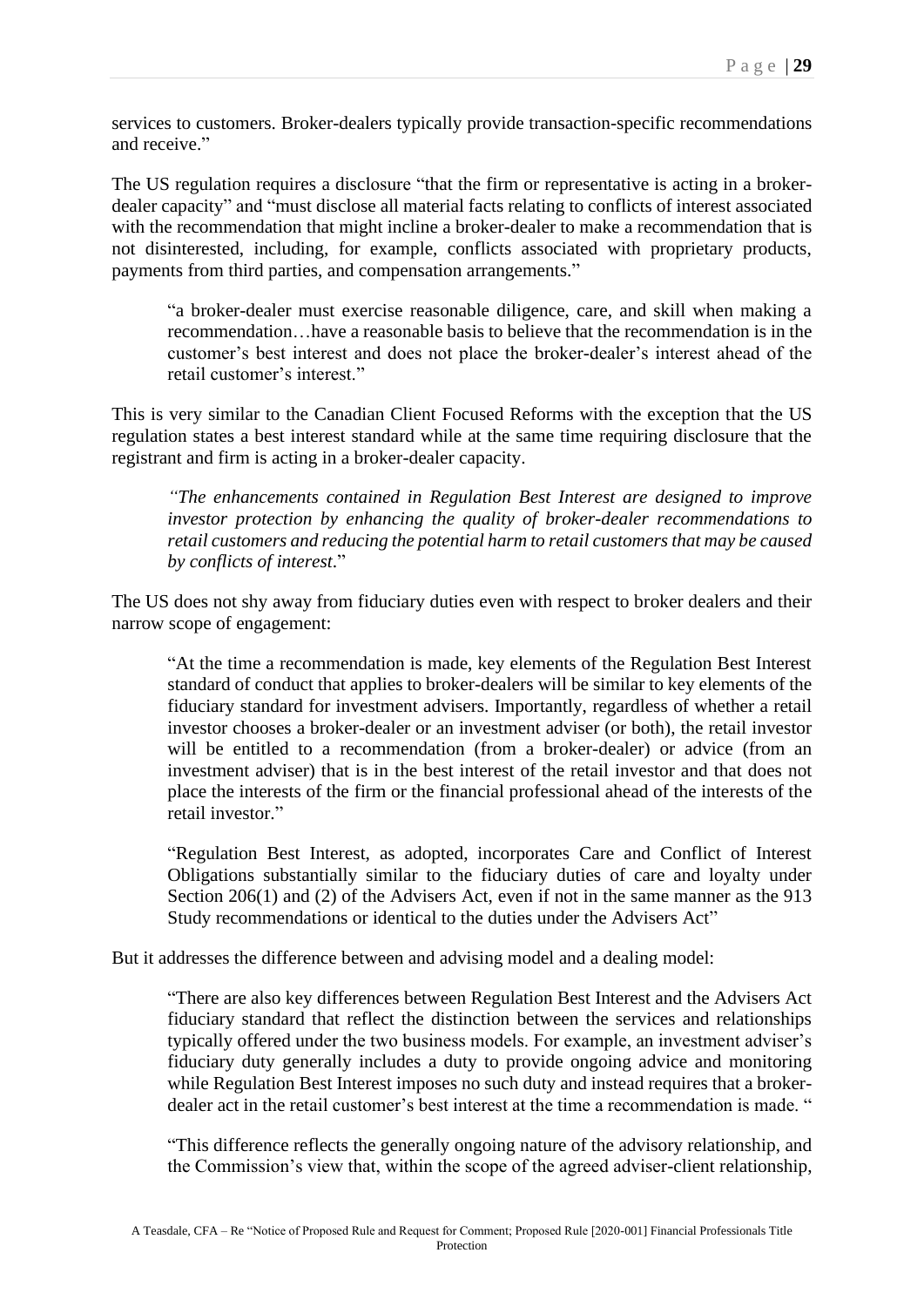services to customers. Broker-dealers typically provide transaction-specific recommendations and receive."

The US regulation requires a disclosure "that the firm or representative is acting in a broker-dealer capacity" and "must disclose all material facts relating to conflicts of interest associated with the recommendation that might incline a broker-dealer to make a recommendation that is not disinterested, including, for example, conflicts associated with proprietary products, payments from third parties, and compensation arrangements."

> "a broker-dealer must exercise reasonable diligence, care, and skill when making a recommendation…have a reasonable basis to believe that the recommendation is in the customer's best interest and does not place the broker-dealer's interest ahead of the retail customer's interest."

This is very similar to the Canadian Client Focused Reforms with the exception that the US regulation states a best interest standard while at the same time requiring disclosure that the registrant and firm is acting in a broker-dealer capacity.

> *"The enhancements contained in Regulation Best Interest are designed to improve investor protection by enhancing the quality of broker-dealer recommendations to retail customers and reducing the potential harm to retail customers that may be caused by conflicts of interest.*"

The US does not shy away from fiduciary duties even with respect to broker dealers and their narrow scope of engagement:

> "At the time a recommendation is made, key elements of the Regulation Best Interest standard of conduct that applies to broker-dealers will be similar to key elements of the fiduciary standard for investment advisers. Importantly, regardless of whether a retail investor chooses a broker-dealer or an investment adviser (or both), the retail investor will be entitled to a recommendation (from a broker-dealer) or advice (from an investment adviser) that is in the best interest of the retail investor and that does not place the interests of the firm or the financial professional ahead of the interests of the retail investor."
>
> "Regulation Best Interest, as adopted, incorporates Care and Conflict of Interest Obligations substantially similar to the fiduciary duties of care and loyalty under Section 206(1) and (2) of the Advisers Act, even if not in the same manner as the 913 Study recommendations or identical to the duties under the Advisers Act"

But it addresses the difference between and advising model and a dealing model:

> "There are also key differences between Regulation Best Interest and the Advisers Act fiduciary standard that reflect the distinction between the services and relationships typically offered under the two business models. For example, an investment adviser's fiduciary duty generally includes a duty to provide ongoing advice and monitoring while Regulation Best Interest imposes no such duty and instead requires that a broker-dealer act in the retail customer's best interest at the time a recommendation is made. "
>
> "This difference reflects the generally ongoing nature of the advisory relationship, and the Commission's view that, within the scope of the agreed adviser-client relationship,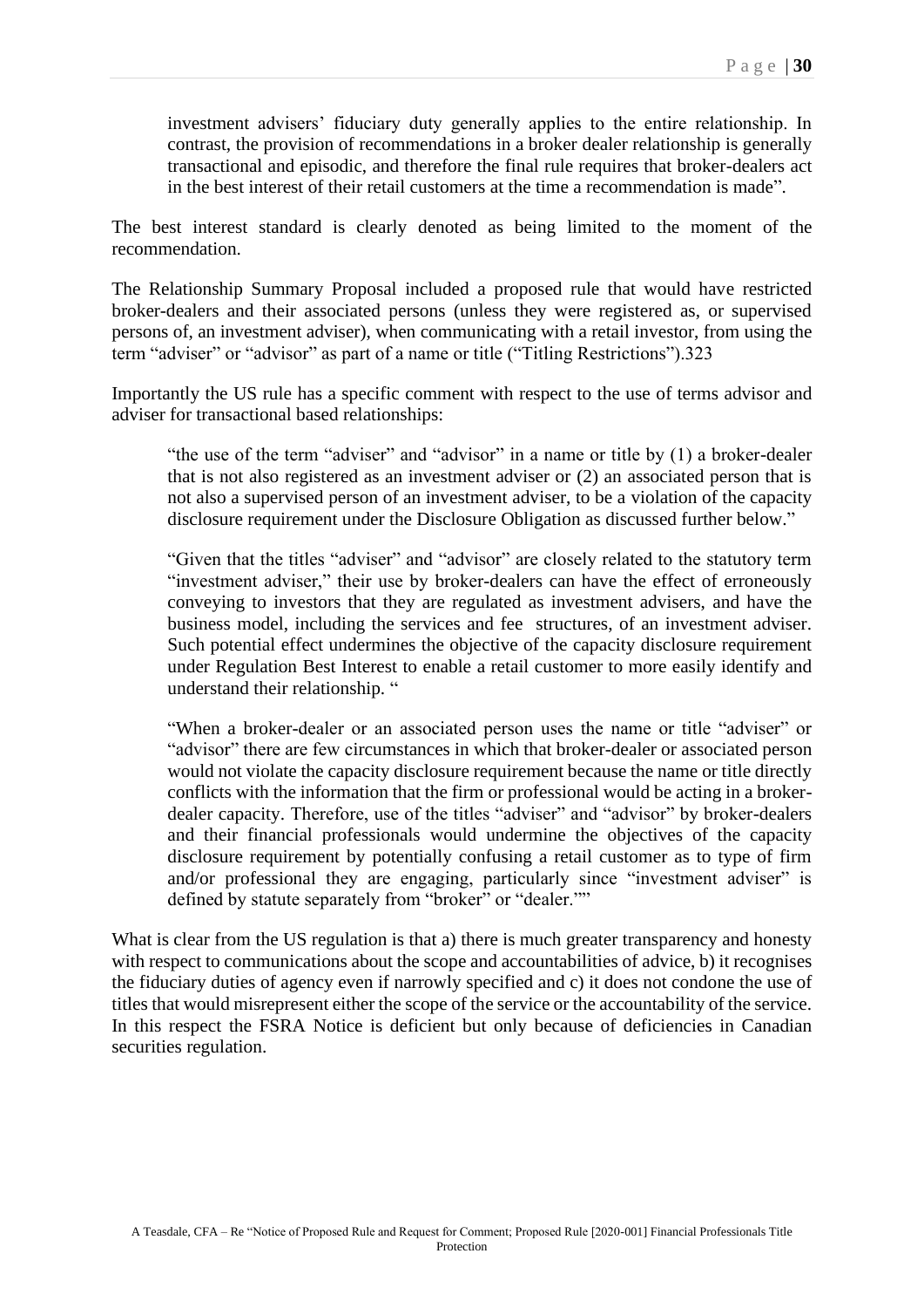investment advisers' fiduciary duty generally applies to the entire relationship. In contrast, the provision of recommendations in a broker dealer relationship is generally transactional and episodic, and therefore the final rule requires that broker-dealers act in the best interest of their retail customers at the time a recommendation is made".

The best interest standard is clearly denoted as being limited to the moment of the recommendation.

The Relationship Summary Proposal included a proposed rule that would have restricted broker-dealers and their associated persons (unless they were registered as, or supervised persons of, an investment adviser), when communicating with a retail investor, from using the term "adviser" or "advisor" as part of a name or title ("Titling Restrictions").323

Importantly the US rule has a specific comment with respect to the use of terms advisor and adviser for transactional based relationships:

> "the use of the term "adviser" and "advisor" in a name or title by (1) a broker-dealer that is not also registered as an investment adviser or (2) an associated person that is not also a supervised person of an investment adviser, to be a violation of the capacity disclosure requirement under the Disclosure Obligation as discussed further below."
>
> "Given that the titles "adviser" and "advisor" are closely related to the statutory term "investment adviser," their use by broker-dealers can have the effect of erroneously conveying to investors that they are regulated as investment advisers, and have the business model, including the services and fee structures, of an investment adviser. Such potential effect undermines the objective of the capacity disclosure requirement under Regulation Best Interest to enable a retail customer to more easily identify and understand their relationship. "
>
> "When a broker-dealer or an associated person uses the name or title "adviser" or "advisor" there are few circumstances in which that broker-dealer or associated person would not violate the capacity disclosure requirement because the name or title directly conflicts with the information that the firm or professional would be acting in a broker-dealer capacity. Therefore, use of the titles "adviser" and "advisor" by broker-dealers and their financial professionals would undermine the objectives of the capacity disclosure requirement by potentially confusing a retail customer as to type of firm and/or professional they are engaging, particularly since "investment adviser" is defined by statute separately from "broker" or "dealer.""

What is clear from the US regulation is that a) there is much greater transparency and honesty with respect to communications about the scope and accountabilities of advice, b) it recognises the fiduciary duties of agency even if narrowly specified and c) it does not condone the use of titles that would misrepresent either the scope of the service or the accountability of the service. In this respect the FSRA Notice is deficient but only because of deficiencies in Canadian securities regulation.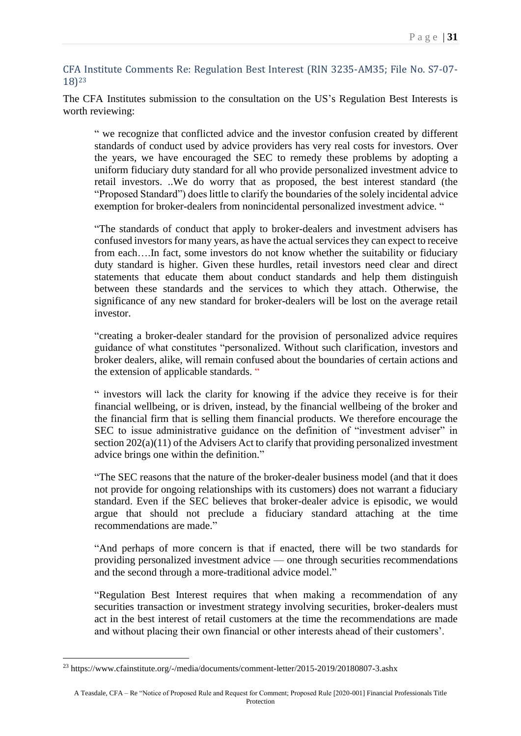## CFA Institute Comments Re: Regulation Best Interest (RIN 3235-AM35; File No. S7-07-18)[23]

The CFA Institutes submission to the consultation on the US's Regulation Best Interests is worth reviewing:

> " we recognize that conflicted advice and the investor confusion created by different standards of conduct used by advice providers has very real costs for investors. Over the years, we have encouraged the SEC to remedy these problems by adopting a uniform fiduciary duty standard for all who provide personalized investment advice to retail investors. ..We do worry that as proposed, the best interest standard (the "Proposed Standard") does little to clarify the boundaries of the solely incidental advice exemption for broker-dealers from nonincidental personalized investment advice. "
>
> "The standards of conduct that apply to broker-dealers and investment advisers has confused investors for many years, as have the actual services they can expect to receive from each….In fact, some investors do not know whether the suitability or fiduciary duty standard is higher. Given these hurdles, retail investors need clear and direct statements that educate them about conduct standards and help them distinguish between these standards and the services to which they attach. Otherwise, the significance of any new standard for broker-dealers will be lost on the average retail investor.
>
> "creating a broker-dealer standard for the provision of personalized advice requires guidance of what constitutes "personalized. Without such clarification, investors and broker dealers, alike, will remain confused about the boundaries of certain actions and the extension of applicable standards. "
>
> " investors will lack the clarity for knowing if the advice they receive is for their financial wellbeing, or is driven, instead, by the financial wellbeing of the broker and the financial firm that is selling them financial products. We therefore encourage the SEC to issue administrative guidance on the definition of "investment adviser" in section 202(a)(11) of the Advisers Act to clarify that providing personalized investment advice brings one within the definition."
>
> "The SEC reasons that the nature of the broker-dealer business model (and that it does not provide for ongoing relationships with its customers) does not warrant a fiduciary standard. Even if the SEC believes that broker-dealer advice is episodic, we would argue that should not preclude a fiduciary standard attaching at the time recommendations are made."
>
> "And perhaps of more concern is that if enacted, there will be two standards for providing personalized investment advice — one through securities recommendations and the second through a more-traditional advice model."
>
> "Regulation Best Interest requires that when making a recommendation of any securities transaction or investment strategy involving securities, broker-dealers must act in the best interest of retail customers at the time the recommendations are made and without placing their own financial or other interests ahead of their customers'.

---

[23] https://www.cfainstitute.org/-/media/documents/comment-letter/2015-2019/20180807-3.ashx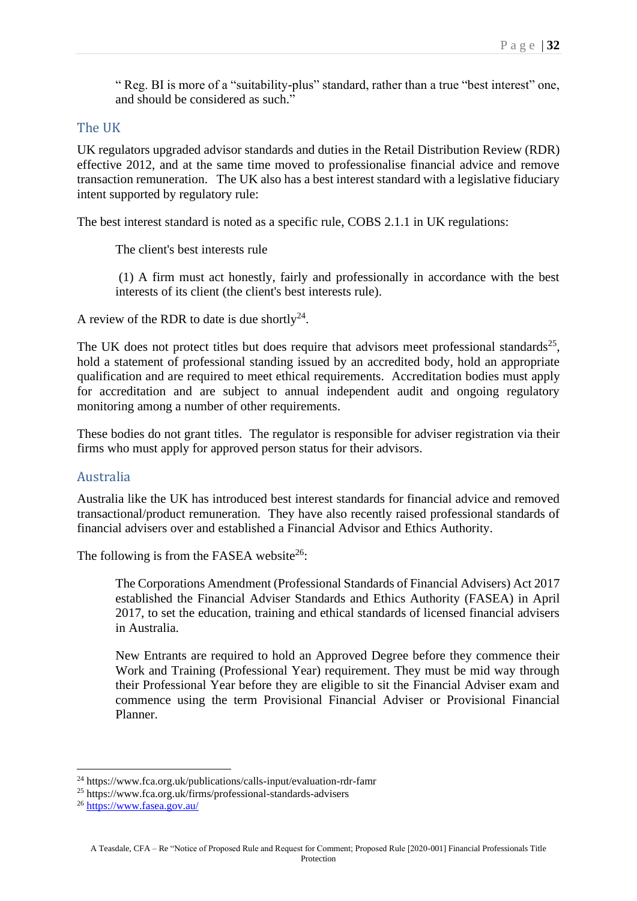> " Reg. BI is more of a "suitability-plus" standard, rather than a true "best interest" one, and should be considered as such."

## The UK

UK regulators upgraded advisor standards and duties in the Retail Distribution Review (RDR) effective 2012, and at the same time moved to professionalise financial advice and remove transaction remuneration. The UK also has a best interest standard with a legislative fiduciary intent supported by regulatory rule:

The best interest standard is noted as a specific rule, COBS 2.1.1 in UK regulations:

> The client's best interests rule
>
> (1) A firm must act honestly, fairly and professionally in accordance with the best interests of its client (the client's best interests rule).

A review of the RDR to date is due shortly[24].

The UK does not protect titles but does require that advisors meet professional standards[25], hold a statement of professional standing issued by an accredited body, hold an appropriate qualification and are required to meet ethical requirements. Accreditation bodies must apply for accreditation and are subject to annual independent audit and ongoing regulatory monitoring among a number of other requirements.

These bodies do not grant titles. The regulator is responsible for adviser registration via their firms who must apply for approved person status for their advisors.

## Australia

Australia like the UK has introduced best interest standards for financial advice and removed transactional/product remuneration. They have also recently raised professional standards of financial advisers over and established a Financial Advisor and Ethics Authority.

The following is from the FASEA website[26]:

> The Corporations Amendment (Professional Standards of Financial Advisers) Act 2017 established the Financial Adviser Standards and Ethics Authority (FASEA) in April 2017, to set the education, training and ethical standards of licensed financial advisers in Australia.
>
> New Entrants are required to hold an Approved Degree before they commence their Work and Training (Professional Year) requirement. They must be mid way through their Professional Year before they are eligible to sit the Financial Adviser exam and commence using the term Provisional Financial Adviser or Provisional Financial Planner.

---

[24] https://www.fca.org.uk/publications/calls-input/evaluation-rdr-famr

[25] https://www.fca.org.uk/firms/professional-standards-advisers

[26] https://www.fasea.gov.au/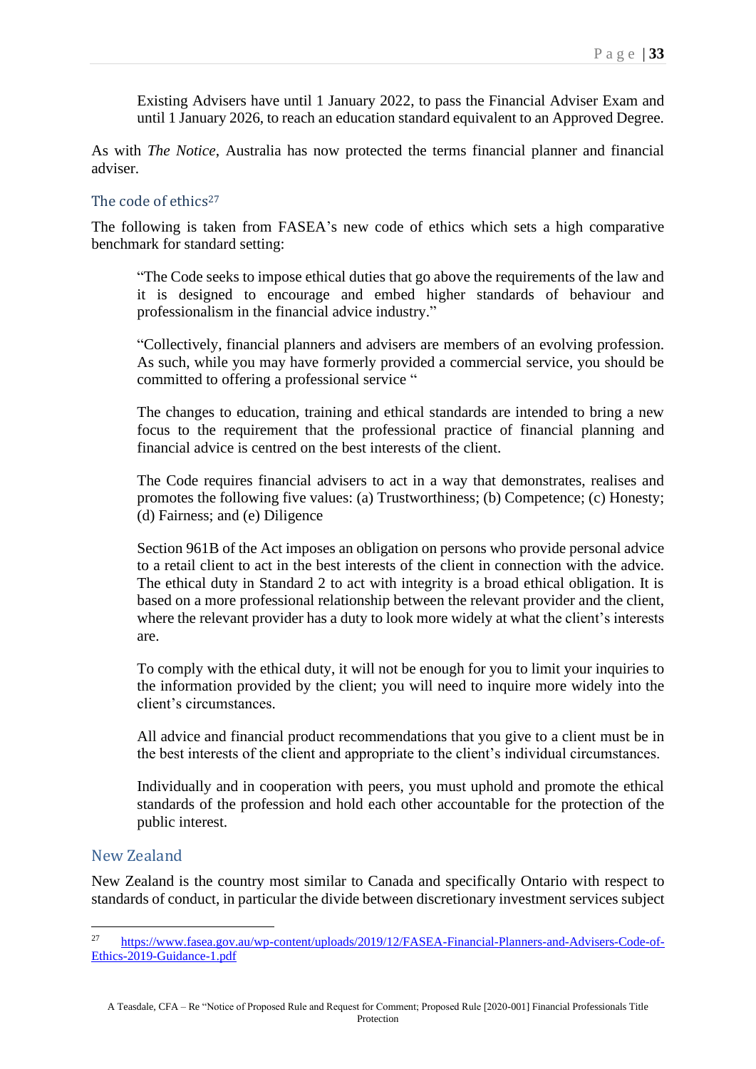> Existing Advisers have until 1 January 2022, to pass the Financial Adviser Exam and until 1 January 2026, to reach an education standard equivalent to an Approved Degree.

As with *The Notice*, Australia has now protected the terms financial planner and financial adviser.

### The code of ethics[27]

The following is taken from FASEA's new code of ethics which sets a high comparative benchmark for standard setting:

> "The Code seeks to impose ethical duties that go above the requirements of the law and it is designed to encourage and embed higher standards of behaviour and professionalism in the financial advice industry."
>
> "Collectively, financial planners and advisers are members of an evolving profession. As such, while you may have formerly provided a commercial service, you should be committed to offering a professional service "
>
> The changes to education, training and ethical standards are intended to bring a new focus to the requirement that the professional practice of financial planning and financial advice is centred on the best interests of the client.
>
> The Code requires financial advisers to act in a way that demonstrates, realises and promotes the following five values: (a) Trustworthiness; (b) Competence; (c) Honesty; (d) Fairness; and (e) Diligence
>
> Section 961B of the Act imposes an obligation on persons who provide personal advice to a retail client to act in the best interests of the client in connection with the advice. The ethical duty in Standard 2 to act with integrity is a broad ethical obligation. It is based on a more professional relationship between the relevant provider and the client, where the relevant provider has a duty to look more widely at what the client's interests are.
>
> To comply with the ethical duty, it will not be enough for you to limit your inquiries to the information provided by the client; you will need to inquire more widely into the client's circumstances.
>
> All advice and financial product recommendations that you give to a client must be in the best interests of the client and appropriate to the client's individual circumstances.
>
> Individually and in cooperation with peers, you must uphold and promote the ethical standards of the profession and hold each other accountable for the protection of the public interest.

## New Zealand

New Zealand is the country most similar to Canada and specifically Ontario with respect to standards of conduct, in particular the divide between discretionary investment services subject

---

[27] https://www.fasea.gov.au/wp-content/uploads/2019/12/FASEA-Financial-Planners-and-Advisers-Code-of-Ethics-2019-Guidance-1.pdf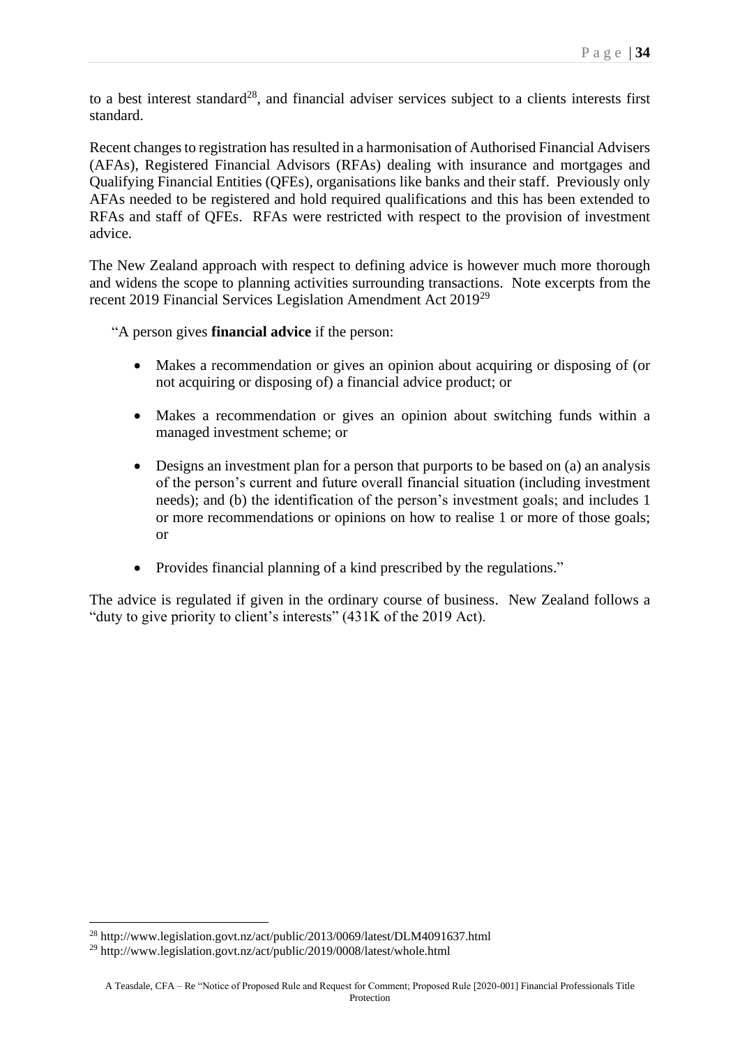to a best interest standard[28], and financial adviser services subject to a clients interests first standard.

Recent changes to registration has resulted in a harmonisation of Authorised Financial Advisers (AFAs), Registered Financial Advisors (RFAs) dealing with insurance and mortgages and Qualifying Financial Entities (QFEs), organisations like banks and their staff. Previously only AFAs needed to be registered and hold required qualifications and this has been extended to RFAs and staff of QFEs. RFAs were restricted with respect to the provision of investment advice.

The New Zealand approach with respect to defining advice is however much more thorough and widens the scope to planning activities surrounding transactions. Note excerpts from the recent 2019 Financial Services Legislation Amendment Act 2019[29]

> "A person gives **financial advice** if the person:
>
> - Makes a recommendation or gives an opinion about acquiring or disposing of (or not acquiring or disposing of) a financial advice product; or
> - Makes a recommendation or gives an opinion about switching funds within a managed investment scheme; or
> - Designs an investment plan for a person that purports to be based on (a) an analysis of the person's current and future overall financial situation (including investment needs); and (b) the identification of the person's investment goals; and includes 1 or more recommendations or opinions on how to realise 1 or more of those goals; or
> - Provides financial planning of a kind prescribed by the regulations."

The advice is regulated if given in the ordinary course of business. New Zealand follows a "duty to give priority to client's interests" (431K of the 2019 Act).

---

[28] http://www.legislation.govt.nz/act/public/2013/0069/latest/DLM4091637.html

[29] http://www.legislation.govt.nz/act/public/2019/0008/latest/whole.html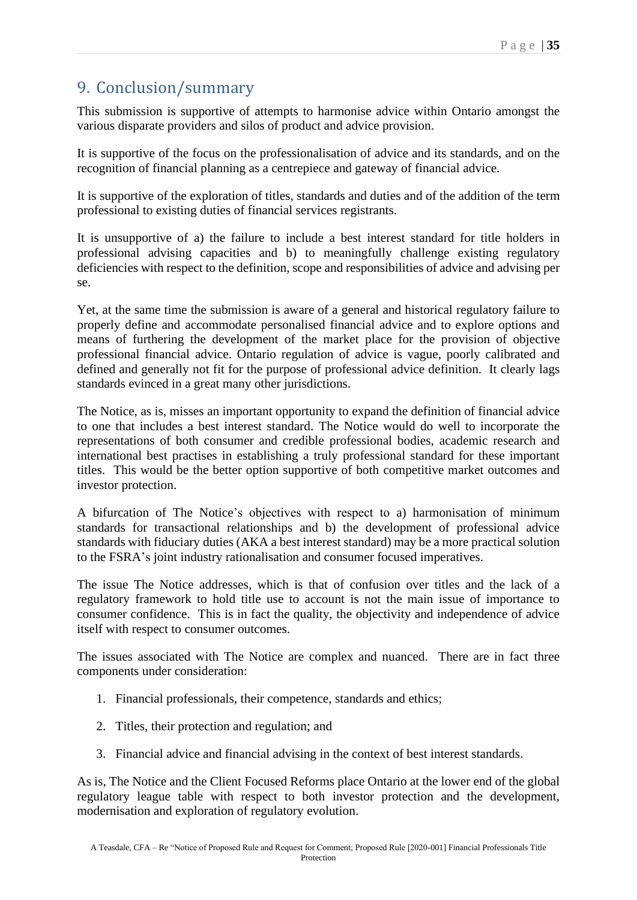## 9. Conclusion/summary

This submission is supportive of attempts to harmonise advice within Ontario amongst the various disparate providers and silos of product and advice provision.

It is supportive of the focus on the professionalisation of advice and its standards, and on the recognition of financial planning as a centrepiece and gateway of financial advice.

It is supportive of the exploration of titles, standards and duties and of the addition of the term professional to existing duties of financial services registrants.

It is unsupportive of a) the failure to include a best interest standard for title holders in professional advising capacities and b) to meaningfully challenge existing regulatory deficiencies with respect to the definition, scope and responsibilities of advice and advising per se.

Yet, at the same time the submission is aware of a general and historical regulatory failure to properly define and accommodate personalised financial advice and to explore options and means of furthering the development of the market place for the provision of objective professional financial advice. Ontario regulation of advice is vague, poorly calibrated and defined and generally not fit for the purpose of professional advice definition. It clearly lags standards evinced in a great many other jurisdictions.

The Notice, as is, misses an important opportunity to expand the definition of financial advice to one that includes a best interest standard. The Notice would do well to incorporate the representations of both consumer and credible professional bodies, academic research and international best practises in establishing a truly professional standard for these important titles. This would be the better option supportive of both competitive market outcomes and investor protection.

A bifurcation of The Notice's objectives with respect to a) harmonisation of minimum standards for transactional relationships and b) the development of professional advice standards with fiduciary duties (AKA a best interest standard) may be a more practical solution to the FSRA's joint industry rationalisation and consumer focused imperatives.

The issue The Notice addresses, which is that of confusion over titles and the lack of a regulatory framework to hold title use to account is not the main issue of importance to consumer confidence. This is in fact the quality, the objectivity and independence of advice itself with respect to consumer outcomes.

The issues associated with The Notice are complex and nuanced. There are in fact three components under consideration:

1. Financial professionals, their competence, standards and ethics;
2. Titles, their protection and regulation; and
3. Financial advice and financial advising in the context of best interest standards.

As is, The Notice and the Client Focused Reforms place Ontario at the lower end of the global regulatory league table with respect to both investor protection and the development, modernisation and exploration of regulatory evolution.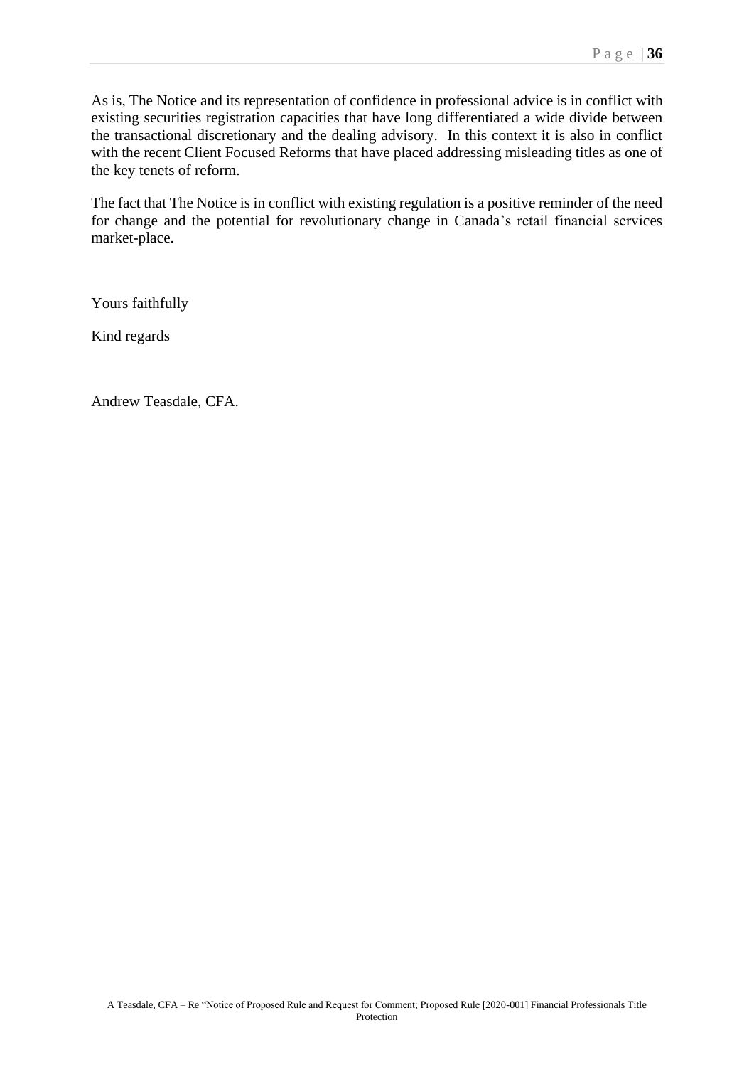As is, The Notice and its representation of confidence in professional advice is in conflict with existing securities registration capacities that have long differentiated a wide divide between the transactional discretionary and the dealing advisory. In this context it is also in conflict with the recent Client Focused Reforms that have placed addressing misleading titles as one of the key tenets of reform.

The fact that The Notice is in conflict with existing regulation is a positive reminder of the need for change and the potential for revolutionary change in Canada's retail financial services market-place.

Yours faithfully

Kind regards

Andrew Teasdale, CFA.